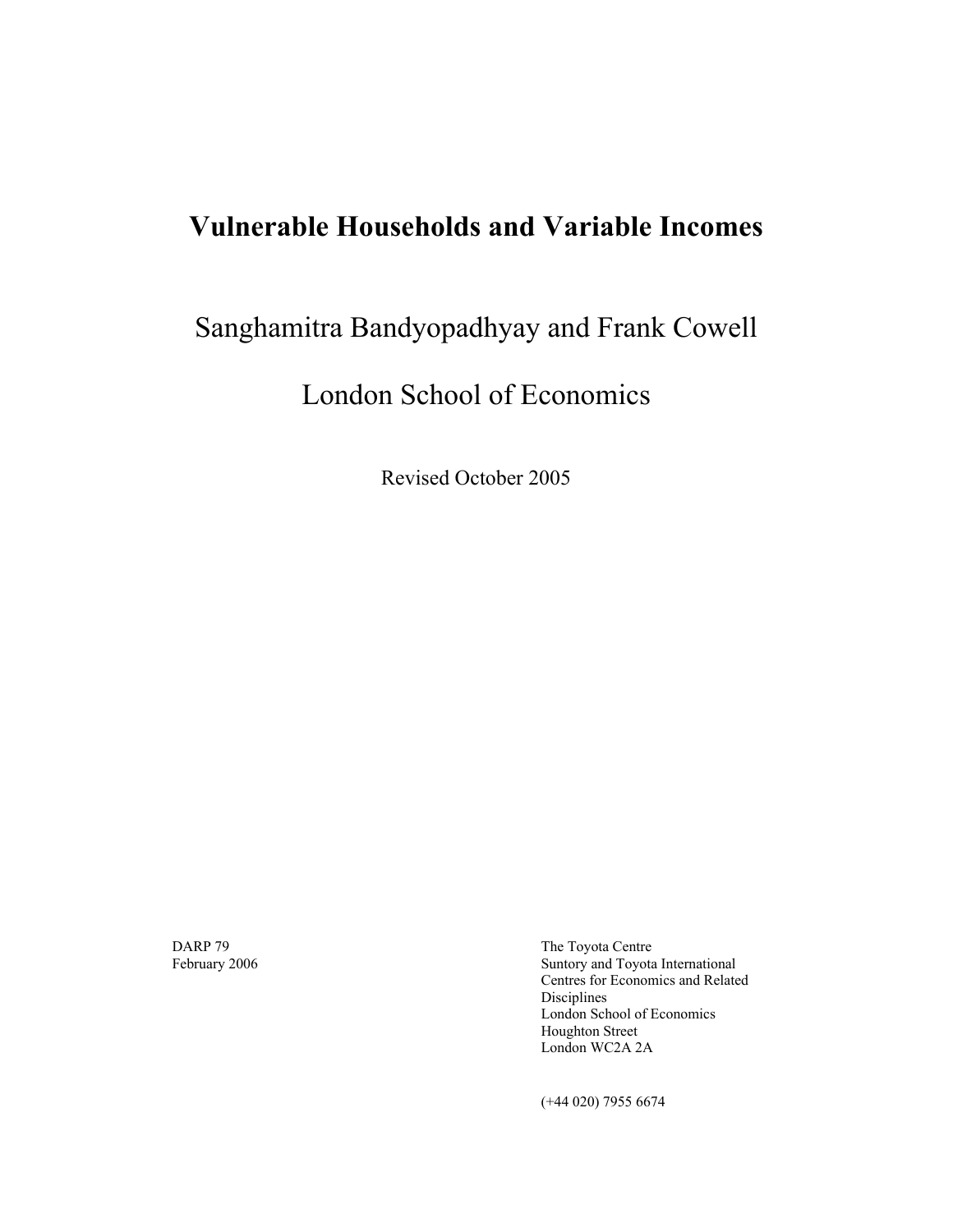# Vulnerable Households and Variable Incomes

Sanghamitra Bandyopadhyay and Frank Cowell

London School of Economics

Revised October 2005

DARP 79
February 2006

The Toyota Centre
Suntory and Toyota International
Centres for Economics and Related
Disciplines
London School of Economics
Houghton Street
London WC2A 2A

(+44 020) 7955 6674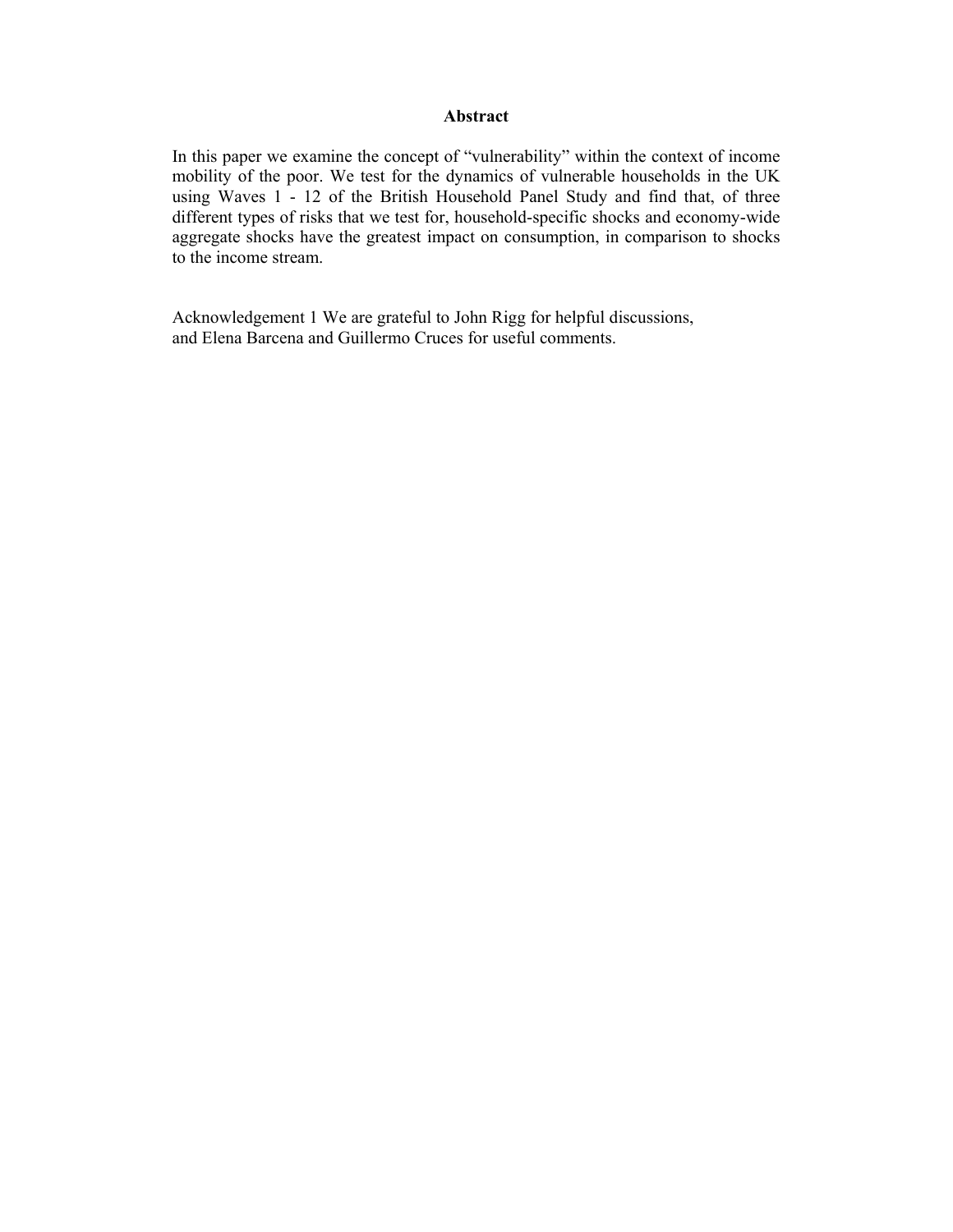## Abstract

In this paper we examine the concept of "vulnerability" within the context of income mobility of the poor. We test for the dynamics of vulnerable households in the UK using Waves 1 - 12 of the British Household Panel Study and find that, of three different types of risks that we test for, household-specific shocks and economy-wide aggregate shocks have the greatest impact on consumption, in comparison to shocks to the income stream.

Acknowledgement 1 We are grateful to John Rigg for helpful discussions, and Elena Barcena and Guillermo Cruces for useful comments.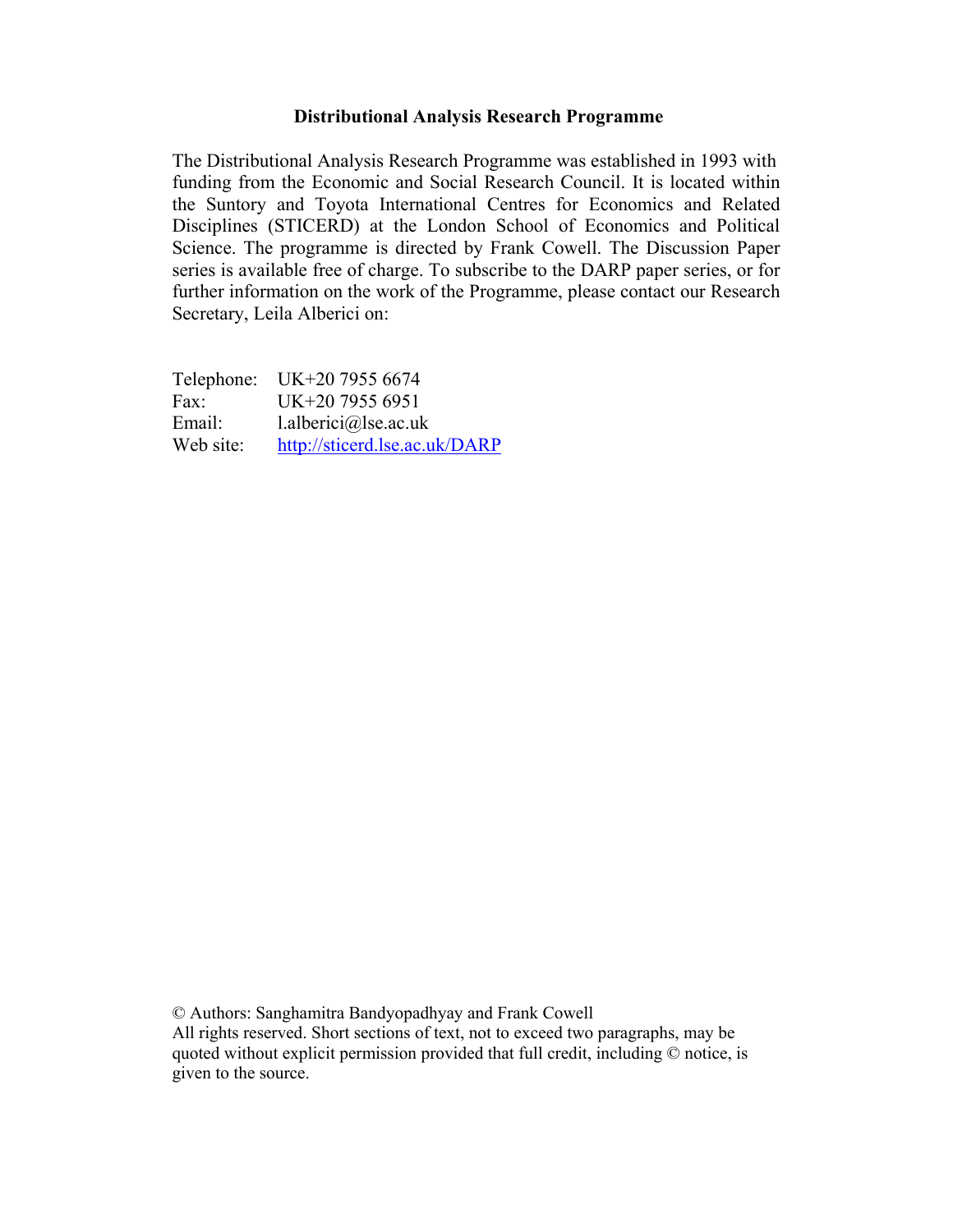**Distributional Analysis Research Programme**

The Distributional Analysis Research Programme was established in 1993 with funding from the Economic and Social Research Council. It is located within the Suntory and Toyota International Centres for Economics and Related Disciplines (STICERD) at the London School of Economics and Political Science. The programme is directed by Frank Cowell. The Discussion Paper series is available free of charge. To subscribe to the DARP paper series, or for further information on the work of the Programme, please contact our Research Secretary, Leila Alberici on:

| | |
|---|---|
| Telephone: | UK+20 7955 6674 |
| Fax: | UK+20 7955 6951 |
| Email: | l.alberici@lse.ac.uk |
| Web site: | http://sticerd.lse.ac.uk/DARP |

© Authors: Sanghamitra Bandyopadhyay and Frank Cowell
All rights reserved. Short sections of text, not to exceed two paragraphs, may be quoted without explicit permission provided that full credit, including © notice, is given to the source.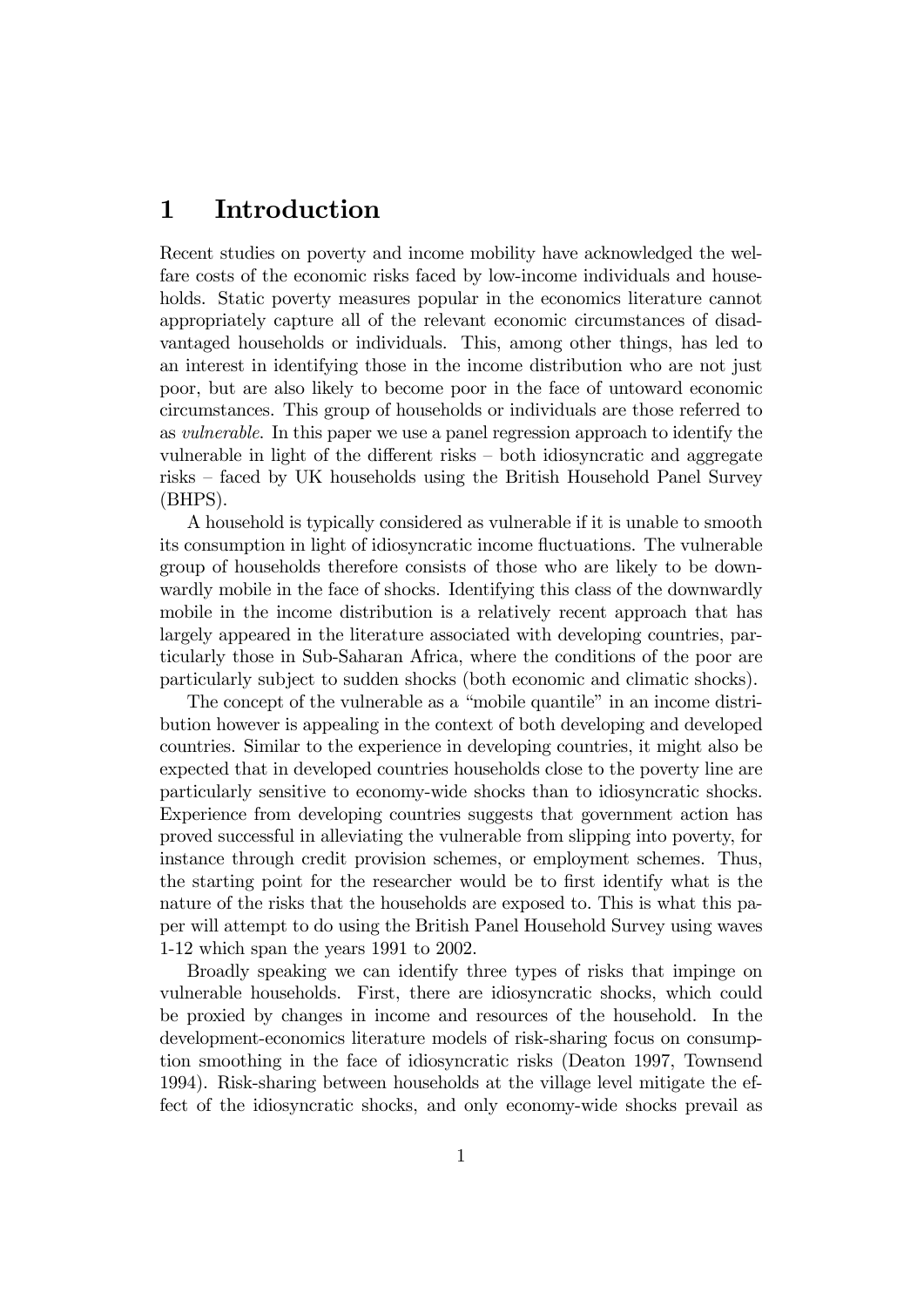# 1 Introduction

Recent studies on poverty and income mobility have acknowledged the welfare costs of the economic risks faced by low-income individuals and households. Static poverty measures popular in the economics literature cannot appropriately capture all of the relevant economic circumstances of disadvantaged households or individuals. This, among other things, has led to an interest in identifying those in the income distribution who are not just poor, but are also likely to become poor in the face of untoward economic circumstances. This group of households or individuals are those referred to as *vulnerable*. In this paper we use a panel regression approach to identify the vulnerable in light of the different risks – both idiosyncratic and aggregate risks – faced by UK households using the British Household Panel Survey (BHPS).

A household is typically considered as vulnerable if it is unable to smooth its consumption in light of idiosyncratic income fluctuations. The vulnerable group of households therefore consists of those who are likely to be downwardly mobile in the face of shocks. Identifying this class of the downwardly mobile in the income distribution is a relatively recent approach that has largely appeared in the literature associated with developing countries, particularly those in Sub-Saharan Africa, where the conditions of the poor are particularly subject to sudden shocks (both economic and climatic shocks).

The concept of the vulnerable as a "mobile quantile" in an income distribution however is appealing in the context of both developing and developed countries. Similar to the experience in developing countries, it might also be expected that in developed countries households close to the poverty line are particularly sensitive to economy-wide shocks than to idiosyncratic shocks. Experience from developing countries suggests that government action has proved successful in alleviating the vulnerable from slipping into poverty, for instance through credit provision schemes, or employment schemes. Thus, the starting point for the researcher would be to first identify what is the nature of the risks that the households are exposed to. This is what this paper will attempt to do using the British Panel Household Survey using waves 1-12 which span the years 1991 to 2002.

Broadly speaking we can identify three types of risks that impinge on vulnerable households. First, there are idiosyncratic shocks, which could be proxied by changes in income and resources of the household. In the development-economics literature models of risk-sharing focus on consumption smoothing in the face of idiosyncratic risks (Deaton 1997, Townsend 1994). Risk-sharing between households at the village level mitigate the effect of the idiosyncratic shocks, and only economy-wide shocks prevail as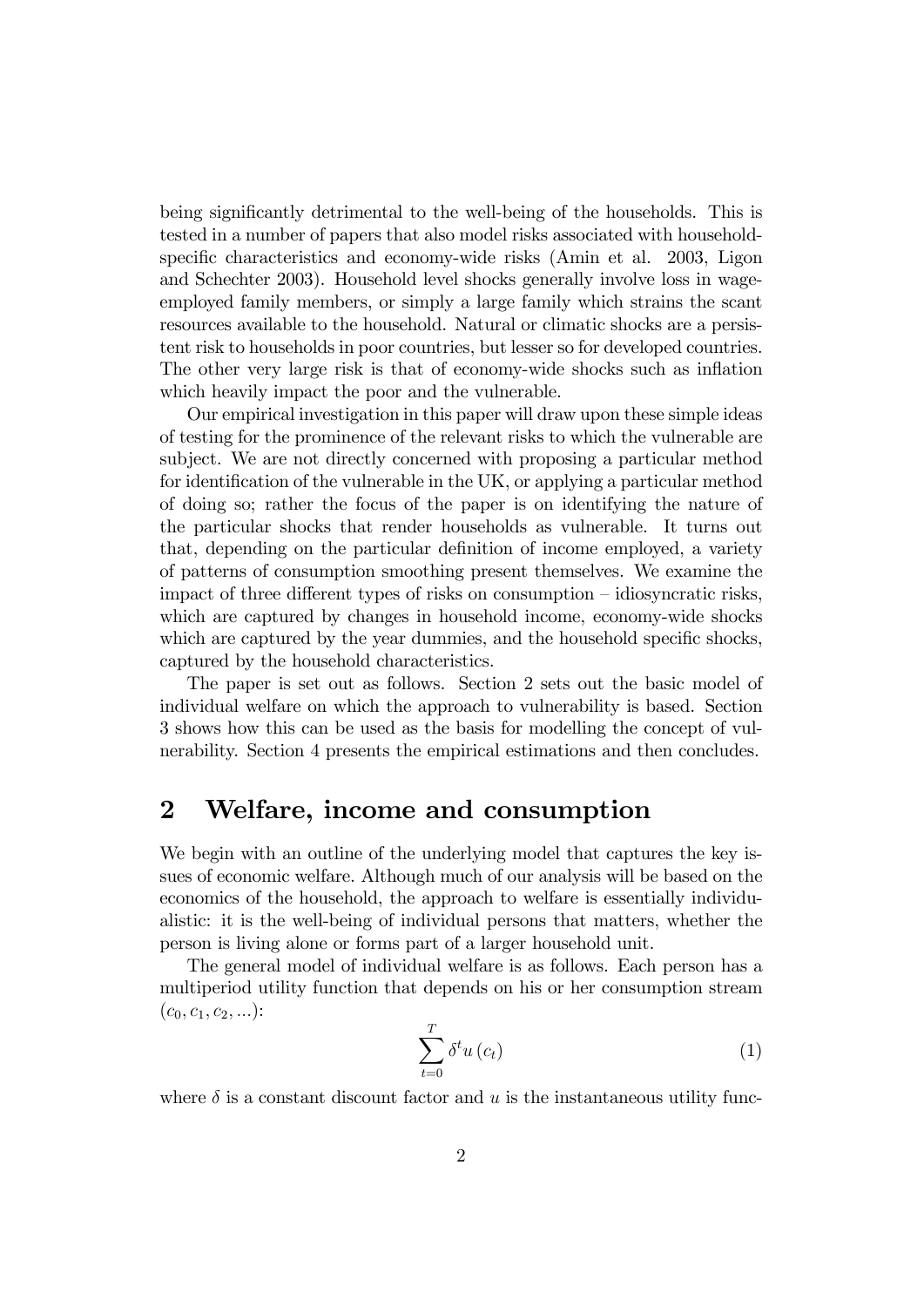being significantly detrimental to the well-being of the households. This is tested in a number of papers that also model risks associated with household-specific characteristics and economy-wide risks (Amin et al. 2003, Ligon and Schechter 2003). Household level shocks generally involve loss in wage-employed family members, or simply a large family which strains the scant resources available to the household. Natural or climatic shocks are a persistent risk to households in poor countries, but lesser so for developed countries. The other very large risk is that of economy-wide shocks such as inflation which heavily impact the poor and the vulnerable.

Our empirical investigation in this paper will draw upon these simple ideas of testing for the prominence of the relevant risks to which the vulnerable are subject. We are not directly concerned with proposing a particular method for identification of the vulnerable in the UK, or applying a particular method of doing so; rather the focus of the paper is on identifying the nature of the particular shocks that render households as vulnerable. It turns out that, depending on the particular definition of income employed, a variety of patterns of consumption smoothing present themselves. We examine the impact of three different types of risks on consumption – idiosyncratic risks, which are captured by changes in household income, economy-wide shocks which are captured by the year dummies, and the household specific shocks, captured by the household characteristics.

The paper is set out as follows. Section 2 sets out the basic model of individual welfare on which the approach to vulnerability is based. Section 3 shows how this can be used as the basis for modelling the concept of vulnerability. Section 4 presents the empirical estimations and then concludes.

## 2 Welfare, income and consumption

We begin with an outline of the underlying model that captures the key issues of economic welfare. Although much of our analysis will be based on the economics of the household, the approach to welfare is essentially individualistic: it is the well-being of individual persons that matters, whether the person is living alone or forms part of a larger household unit.

The general model of individual welfare is as follows. Each person has a multiperiod utility function that depends on his or her consumption stream $(c_0, c_1, c_2, ...)$:

$$\sum_{t=0}^{T} \delta^t u(c_t) \tag{1}$$

where $\delta$ is a constant discount factor and $u$ is the instantaneous utility func-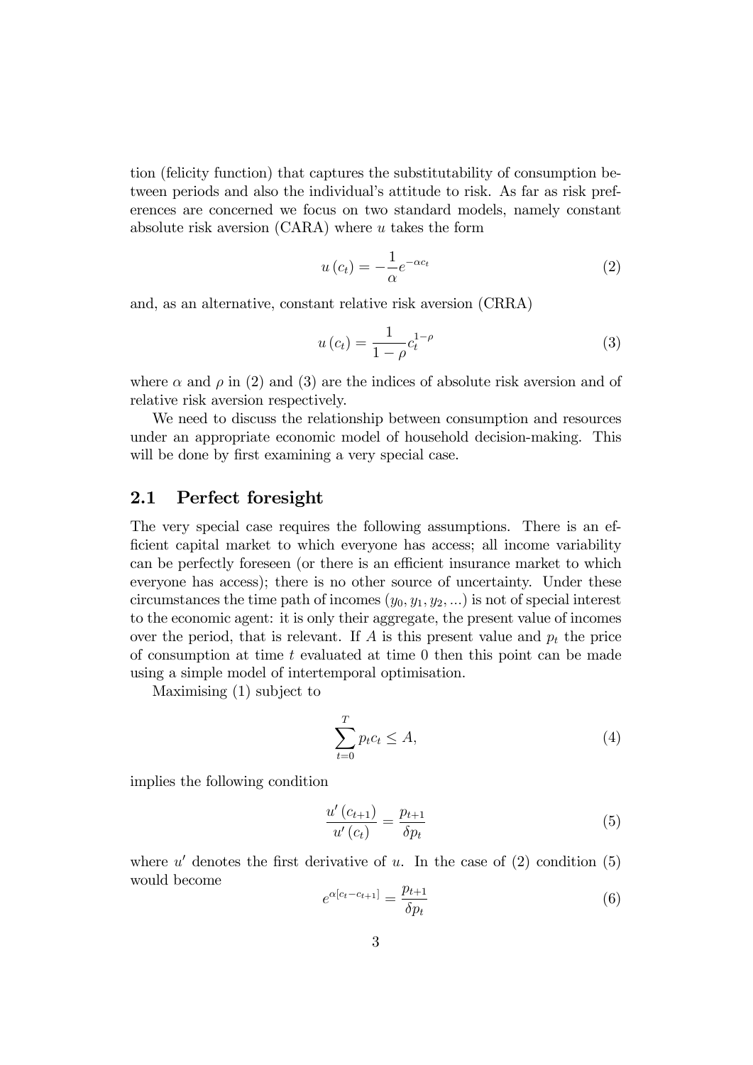tion (felicity function) that captures the substitutability of consumption between periods and also the individual's attitude to risk. As far as risk preferences are concerned we focus on two standard models, namely constant absolute risk aversion (CARA) where $u$ takes the form

$$u(c_t) = -\frac{1}{\alpha}e^{-\alpha c_t} \tag{2}$$

and, as an alternative, constant relative risk aversion (CRRA)

$$u(c_t) = \frac{1}{1-\rho}c_t^{1-\rho} \tag{3}$$

where $\alpha$ and $\rho$ in (2) and (3) are the indices of absolute risk aversion and of relative risk aversion respectively.

We need to discuss the relationship between consumption and resources under an appropriate economic model of household decision-making. This will be done by first examining a very special case.

## 2.1 Perfect foresight

The very special case requires the following assumptions. There is an efficient capital market to which everyone has access; all income variability can be perfectly foreseen (or there is an efficient insurance market to which everyone has access); there is no other source of uncertainty. Under these circumstances the time path of incomes $(y_0, y_1, y_2, ...)$ is not of special interest to the economic agent: it is only their aggregate, the present value of incomes over the period, that is relevant. If $A$ is this present value and $p_t$ the price of consumption at time $t$ evaluated at time 0 then this point can be made using a simple model of intertemporal optimisation.

Maximising (1) subject to

$$\sum_{t=0}^{T} p_t c_t \leq A, \tag{4}$$

implies the following condition

$$\frac{u'(c_{t+1})}{u'(c_t)} = \frac{p_{t+1}}{\delta p_t} \tag{5}$$

where $u'$ denotes the first derivative of $u$. In the case of (2) condition (5) would become

$$e^{\alpha[c_t - c_{t+1}]} = \frac{p_{t+1}}{\delta p_t} \tag{6}$$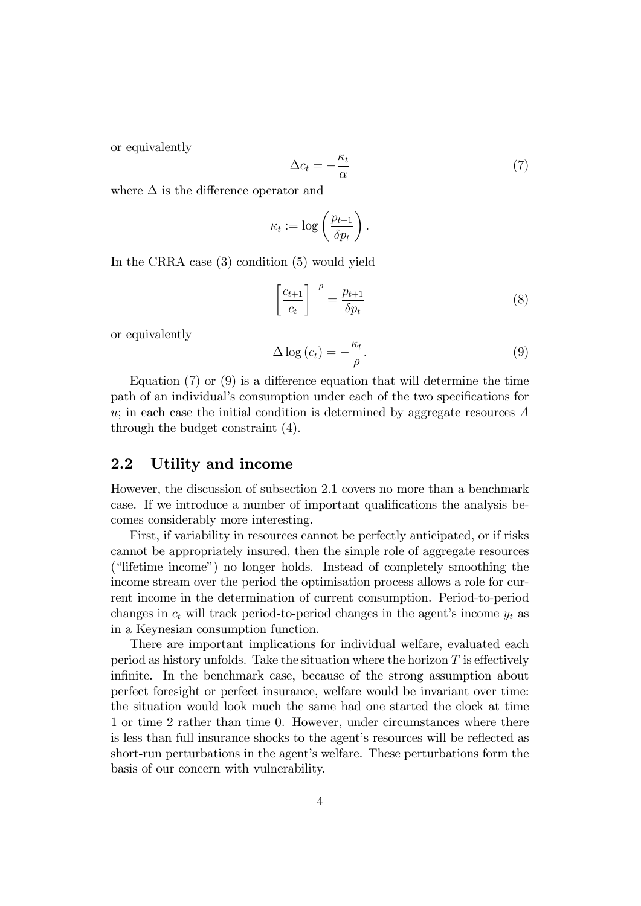or equivalently

$$\Delta c_t = -\frac{\kappa_t}{\alpha} \tag{7}$$

where $\Delta$ is the difference operator and

$$\kappa_t := \log\left(\frac{p_{t+1}}{\delta p_t}\right).$$

In the CRRA case (3) condition (5) would yield

$$\left[\frac{c_{t+1}}{c_t}\right]^{-\rho} = \frac{p_{t+1}}{\delta p_t} \tag{8}$$

or equivalently

$$\Delta \log(c_t) = -\frac{\kappa_t}{\rho}. \tag{9}$$

Equation (7) or (9) is a difference equation that will determine the time path of an individual's consumption under each of the two specifications for $u$; in each case the initial condition is determined by aggregate resources $A$ through the budget constraint (4).

## 2.2 Utility and income

However, the discussion of subsection 2.1 covers no more than a benchmark case. If we introduce a number of important qualifications the analysis becomes considerably more interesting.

First, if variability in resources cannot be perfectly anticipated, or if risks cannot be appropriately insured, then the simple role of aggregate resources ("lifetime income") no longer holds. Instead of completely smoothing the income stream over the period the optimisation process allows a role for current income in the determination of current consumption. Period-to-period changes in $c_t$ will track period-to-period changes in the agent's income $y_t$ as in a Keynesian consumption function.

There are important implications for individual welfare, evaluated each period as history unfolds. Take the situation where the horizon $T$ is effectively infinite. In the benchmark case, because of the strong assumption about perfect foresight or perfect insurance, welfare would be invariant over time: the situation would look much the same had one started the clock at time 1 or time 2 rather than time 0. However, under circumstances where there is less than full insurance shocks to the agent's resources will be reflected as short-run perturbations in the agent's welfare. These perturbations form the basis of our concern with vulnerability.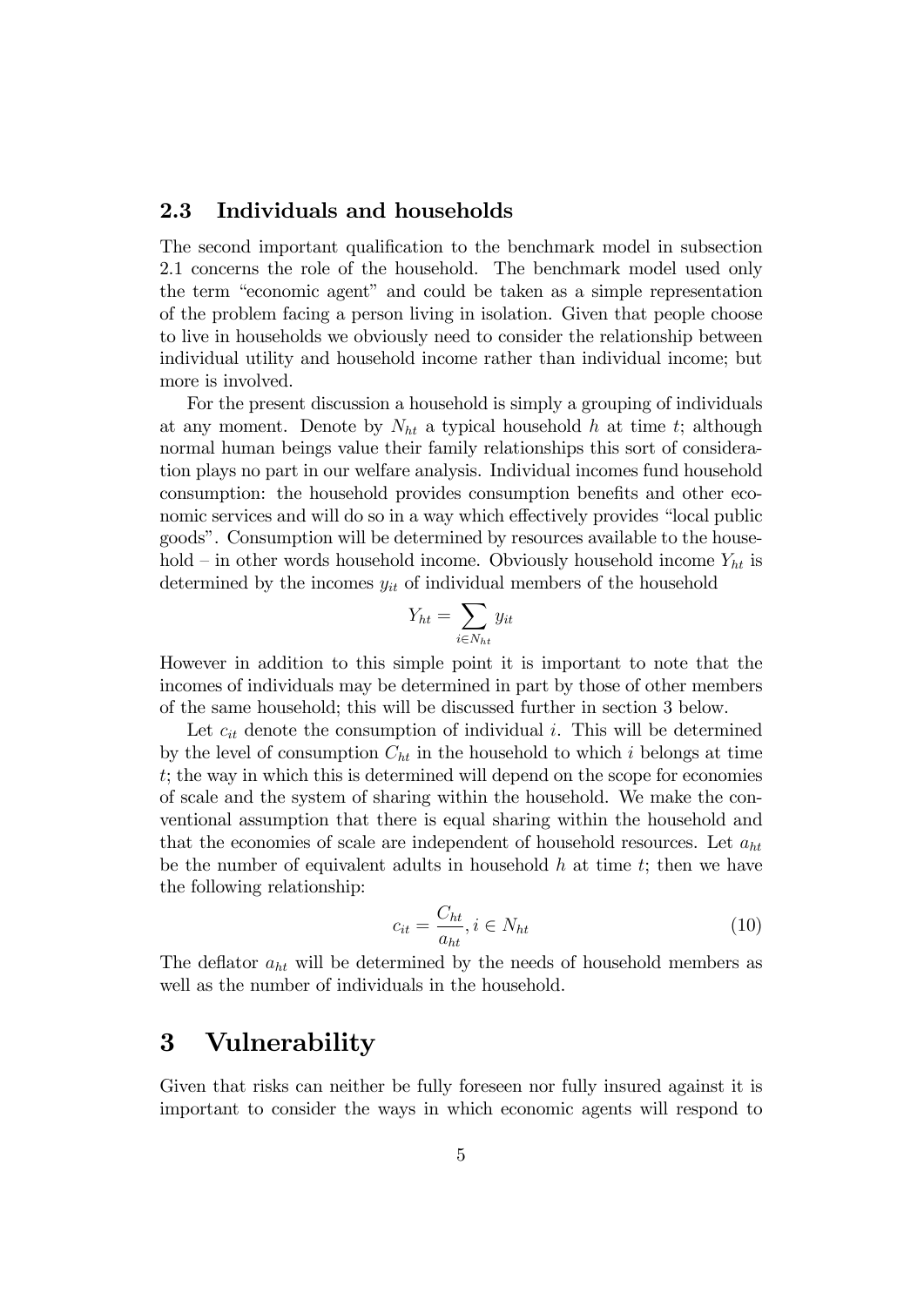### 2.3 Individuals and households

The second important qualification to the benchmark model in subsection 2.1 concerns the role of the household. The benchmark model used only the term "economic agent" and could be taken as a simple representation of the problem facing a person living in isolation. Given that people choose to live in households we obviously need to consider the relationship between individual utility and household income rather than individual income; but more is involved.

For the present discussion a household is simply a grouping of individuals at any moment. Denote by $N_{ht}$ a typical household $h$ at time $t$; although normal human beings value their family relationships this sort of consideration plays no part in our welfare analysis. Individual incomes fund household consumption: the household provides consumption benefits and other economic services and will do so in a way which effectively provides "local public goods". Consumption will be determined by resources available to the household – in other words household income. Obviously household income $Y_{ht}$ is determined by the incomes $y_{it}$ of individual members of the household

$$Y_{ht} = \sum_{i \in N_{ht}} y_{it}$$

However in addition to this simple point it is important to note that the incomes of individuals may be determined in part by those of other members of the same household; this will be discussed further in section 3 below.

Let $c_{it}$ denote the consumption of individual $i$. This will be determined by the level of consumption $C_{ht}$ in the household to which $i$ belongs at time $t$; the way in which this is determined will depend on the scope for economies of scale and the system of sharing within the household. We make the conventional assumption that there is equal sharing within the household and that the economies of scale are independent of household resources. Let $a_{ht}$ be the number of equivalent adults in household $h$ at time $t$; then we have the following relationship:

$$c_{it} = \frac{C_{ht}}{a_{ht}}, i \in N_{ht} \tag{10}$$

The deflator $a_{ht}$ will be determined by the needs of household members as well as the number of individuals in the household.

## 3 Vulnerability

Given that risks can neither be fully foreseen nor fully insured against it is important to consider the ways in which economic agents will respond to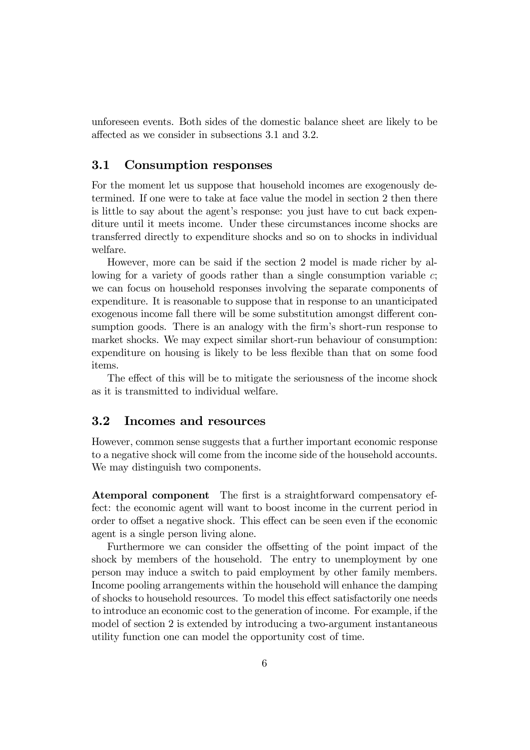unforeseen events. Both sides of the domestic balance sheet are likely to be affected as we consider in subsections 3.1 and 3.2.

## 3.1 Consumption responses

For the moment let us suppose that household incomes are exogenously determined. If one were to take at face value the model in section 2 then there is little to say about the agent's response: you just have to cut back expenditure until it meets income. Under these circumstances income shocks are transferred directly to expenditure shocks and so on to shocks in individual welfare.

However, more can be said if the section 2 model is made richer by allowing for a variety of goods rather than a single consumption variable $c$; we can focus on household responses involving the separate components of expenditure. It is reasonable to suppose that in response to an unanticipated exogenous income fall there will be some substitution amongst different consumption goods. There is an analogy with the firm's short-run response to market shocks. We may expect similar short-run behaviour of consumption: expenditure on housing is likely to be less flexible than that on some food items.

The effect of this will be to mitigate the seriousness of the income shock as it is transmitted to individual welfare.

## 3.2 Incomes and resources

However, common sense suggests that a further important economic response to a negative shock will come from the income side of the household accounts. We may distinguish two components.

**Atemporal component** The first is a straightforward compensatory effect: the economic agent will want to boost income in the current period in order to offset a negative shock. This effect can be seen even if the economic agent is a single person living alone.

Furthermore we can consider the offsetting of the point impact of the shock by members of the household. The entry to unemployment by one person may induce a switch to paid employment by other family members. Income pooling arrangements within the household will enhance the damping of shocks to household resources. To model this effect satisfactorily one needs to introduce an economic cost to the generation of income. For example, if the model of section 2 is extended by introducing a two-argument instantaneous utility function one can model the opportunity cost of time.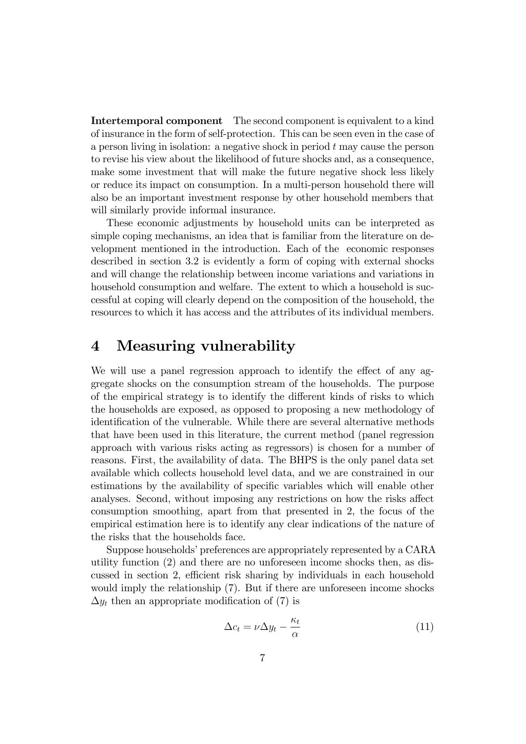**Intertemporal component** The second component is equivalent to a kind of insurance in the form of self-protection. This can be seen even in the case of a person living in isolation: a negative shock in period $t$ may cause the person to revise his view about the likelihood of future shocks and, as a consequence, make some investment that will make the future negative shock less likely or reduce its impact on consumption. In a multi-person household there will also be an important investment response by other household members that will similarly provide informal insurance.

These economic adjustments by household units can be interpreted as simple coping mechanisms, an idea that is familiar from the literature on development mentioned in the introduction. Each of the economic responses described in section 3.2 is evidently a form of coping with external shocks and will change the relationship between income variations and variations in household consumption and welfare. The extent to which a household is successful at coping will clearly depend on the composition of the household, the resources to which it has access and the attributes of its individual members.

# 4 Measuring vulnerability

We will use a panel regression approach to identify the effect of any aggregate shocks on the consumption stream of the households. The purpose of the empirical strategy is to identify the different kinds of risks to which the households are exposed, as opposed to proposing a new methodology of identification of the vulnerable. While there are several alternative methods that have been used in this literature, the current method (panel regression approach with various risks acting as regressors) is chosen for a number of reasons. First, the availability of data. The BHPS is the only panel data set available which collects household level data, and we are constrained in our estimations by the availability of specific variables which will enable other analyses. Second, without imposing any restrictions on how the risks affect consumption smoothing, apart from that presented in 2, the focus of the empirical estimation here is to identify any clear indications of the nature of the risks that the households face.

Suppose households' preferences are appropriately represented by a CARA utility function (2) and there are no unforeseen income shocks then, as discussed in section 2, efficient risk sharing by individuals in each household would imply the relationship (7). But if there are unforeseen income shocks $\Delta y_t$ then an appropriate modification of (7) is

$$\Delta c_t = \nu \Delta y_t - \frac{\kappa_t}{\alpha} \tag{11}$$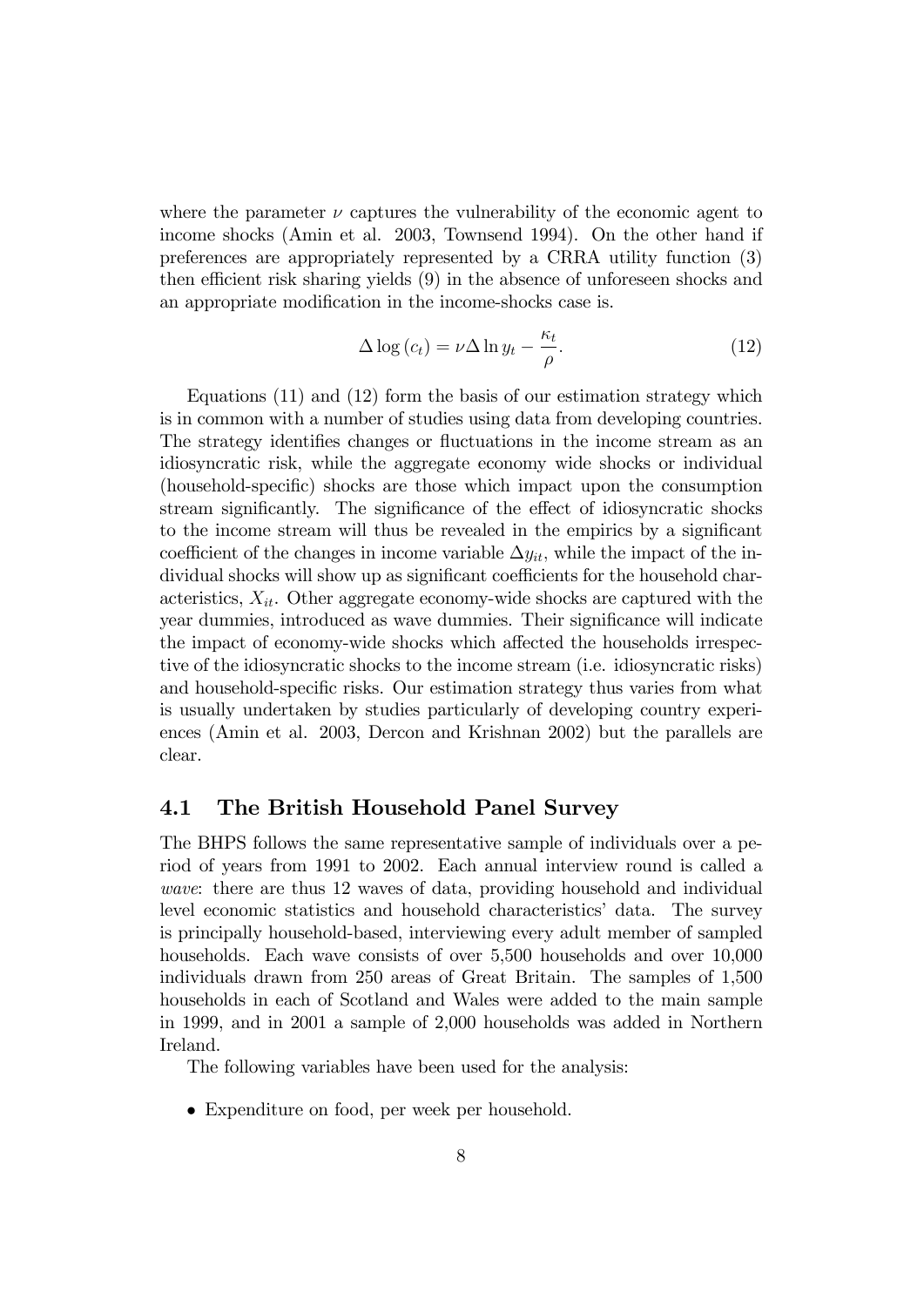where the parameter $\nu$ captures the vulnerability of the economic agent to income shocks (Amin et al. 2003, Townsend 1994). On the other hand if preferences are appropriately represented by a CRRA utility function (3) then efficient risk sharing yields (9) in the absence of unforeseen shocks and an appropriate modification in the income-shocks case is.

$$\Delta \log (c_t) = \nu \Delta \ln y_t - \frac{\kappa_t}{\rho}. \tag{12}$$

Equations (11) and (12) form the basis of our estimation strategy which is in common with a number of studies using data from developing countries. The strategy identifies changes or fluctuations in the income stream as an idiosyncratic risk, while the aggregate economy wide shocks or individual (household-specific) shocks are those which impact upon the consumption stream significantly. The significance of the effect of idiosyncratic shocks to the income stream will thus be revealed in the empirics by a significant coefficient of the changes in income variable $\Delta y_{it}$, while the impact of the individual shocks will show up as significant coefficients for the household characteristics, $X_{it}$. Other aggregate economy-wide shocks are captured with the year dummies, introduced as wave dummies. Their significance will indicate the impact of economy-wide shocks which affected the households irrespective of the idiosyncratic shocks to the income stream (i.e. idiosyncratic risks) and household-specific risks. Our estimation strategy thus varies from what is usually undertaken by studies particularly of developing country experiences (Amin et al. 2003, Dercon and Krishnan 2002) but the parallels are clear.

### 4.1 The British Household Panel Survey

The BHPS follows the same representative sample of individuals over a period of years from 1991 to 2002. Each annual interview round is called a *wave*: there are thus 12 waves of data, providing household and individual level economic statistics and household characteristics' data. The survey is principally household-based, interviewing every adult member of sampled households. Each wave consists of over 5,500 households and over 10,000 individuals drawn from 250 areas of Great Britain. The samples of 1,500 households in each of Scotland and Wales were added to the main sample in 1999, and in 2001 a sample of 2,000 households was added in Northern Ireland.

The following variables have been used for the analysis:

- Expenditure on food, per week per household.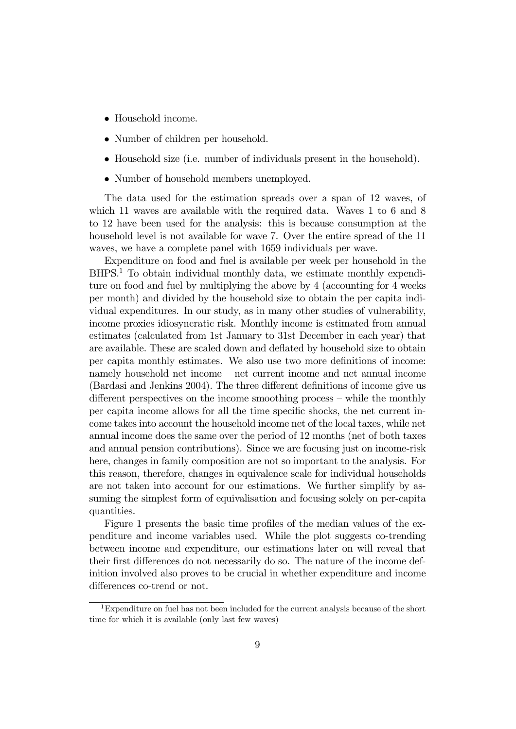- Household income.
- Number of children per household.
- Household size (i.e. number of individuals present in the household).
- Number of household members unemployed.

The data used for the estimation spreads over a span of 12 waves, of which 11 waves are available with the required data. Waves 1 to 6 and 8 to 12 have been used for the analysis: this is because consumption at the household level is not available for wave 7. Over the entire spread of the 11 waves, we have a complete panel with 1659 individuals per wave.

Expenditure on food and fuel is available per week per household in the BHPS.[1] To obtain individual monthly data, we estimate monthly expenditure on food and fuel by multiplying the above by 4 (accounting for 4 weeks per month) and divided by the household size to obtain the per capita individual expenditures. In our study, as in many other studies of vulnerability, income proxies idiosyncratic risk. Monthly income is estimated from annual estimates (calculated from 1st January to 31st December in each year) that are available. These are scaled down and deflated by household size to obtain per capita monthly estimates. We also use two more definitions of income: namely household net income – net current income and net annual income (Bardasi and Jenkins 2004). The three different definitions of income give us different perspectives on the income smoothing process – while the monthly per capita income allows for all the time specific shocks, the net current income takes into account the household income net of the local taxes, while net annual income does the same over the period of 12 months (net of both taxes and annual pension contributions). Since we are focusing just on income-risk here, changes in family composition are not so important to the analysis. For this reason, therefore, changes in equivalence scale for individual households are not taken into account for our estimations. We further simplify by assuming the simplest form of equivalisation and focusing solely on per-capita quantities.

Figure 1 presents the basic time profiles of the median values of the expenditure and income variables used. While the plot suggests co-trending between income and expenditure, our estimations later on will reveal that their first differences do not necessarily do so. The nature of the income definition involved also proves to be crucial in whether expenditure and income differences co-trend or not.

[1] Expenditure on fuel has not been included for the current analysis because of the short time for which it is available (only last few waves)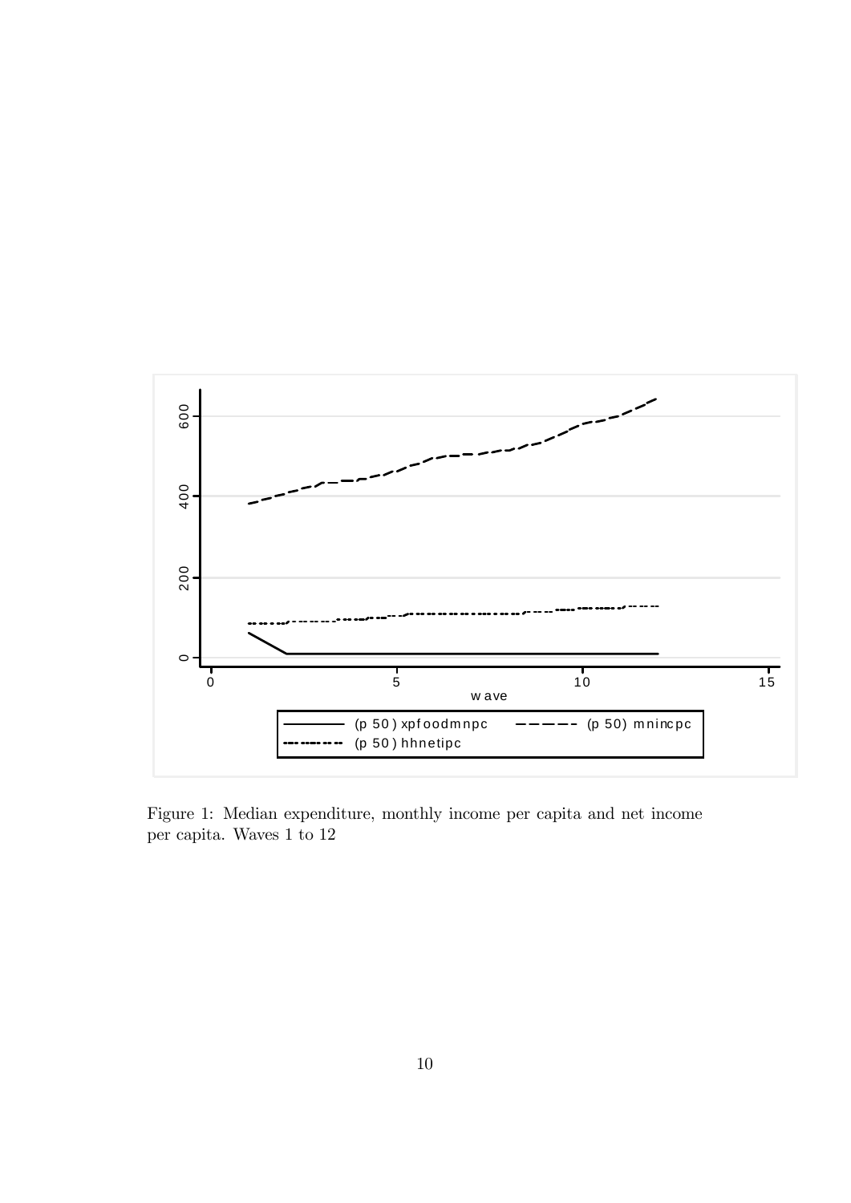Figure 1: Median expenditure, monthly income per capita and net income per capita. Waves 1 to 12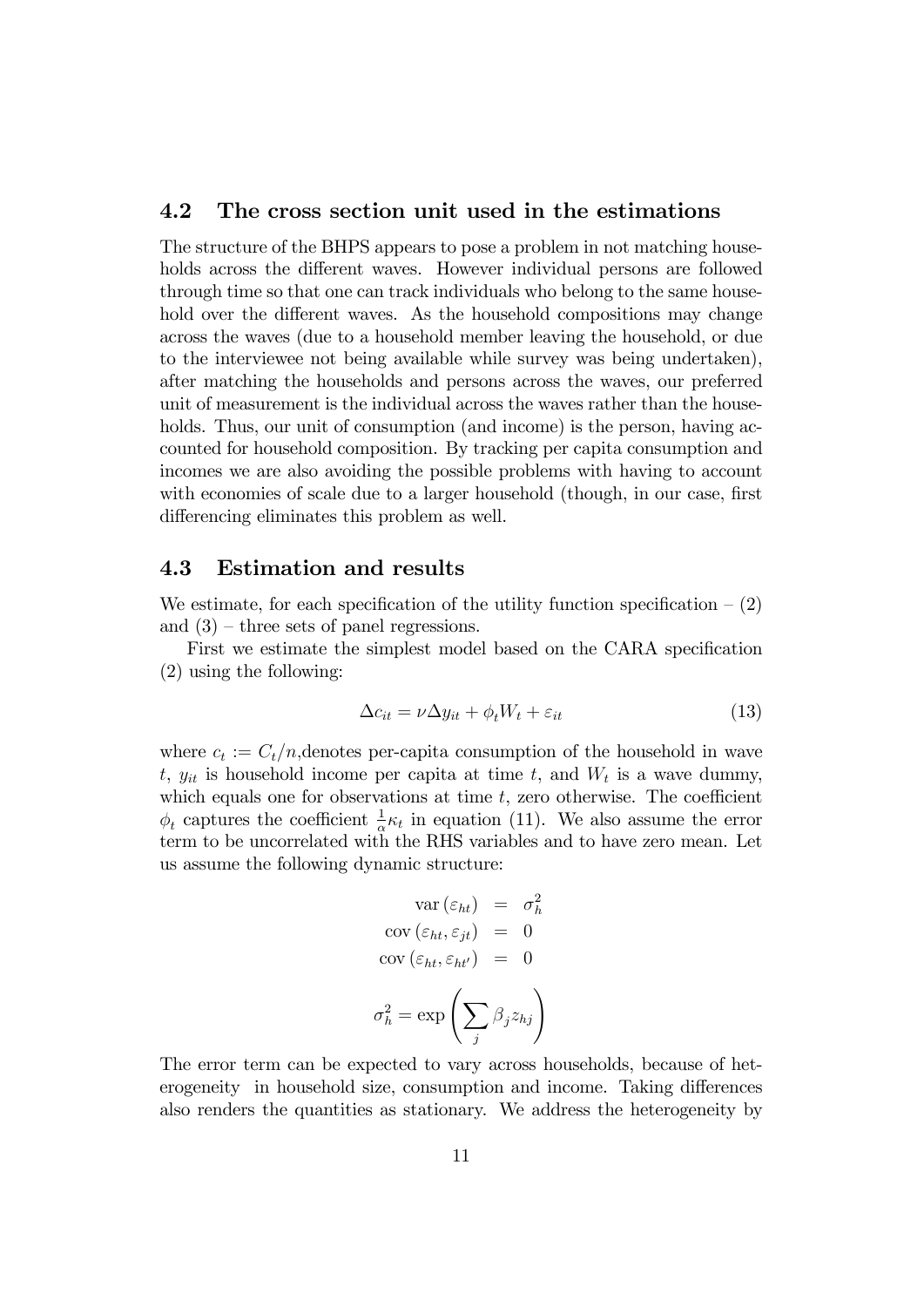## 4.2 The cross section unit used in the estimations

The structure of the BHPS appears to pose a problem in not matching households across the different waves. However individual persons are followed through time so that one can track individuals who belong to the same household over the different waves. As the household compositions may change across the waves (due to a household member leaving the household, or due to the interviewee not being available while survey was being undertaken), after matching the households and persons across the waves, our preferred unit of measurement is the individual across the waves rather than the households. Thus, our unit of consumption (and income) is the person, having accounted for household composition. By tracking per capita consumption and incomes we are also avoiding the possible problems with having to account with economies of scale due to a larger household (though, in our case, first differencing eliminates this problem as well.

## 4.3 Estimation and results

We estimate, for each specification of the utility function specification – (2) and (3) – three sets of panel regressions.

First we estimate the simplest model based on the CARA specification (2) using the following:

$$\Delta c_{it} = \nu \Delta y_{it} + \phi_t W_t + \varepsilon_{it} \tag{13}$$

where $c_t := C_t/n$,denotes per-capita consumption of the household in wave $t$, $y_{it}$ is household income per capita at time $t$, and $W_t$ is a wave dummy, which equals one for observations at time $t$, zero otherwise. The coefficient $\phi_t$ captures the coefficient $\frac{1}{\alpha}\kappa_t$ in equation (11). We also assume the error term to be uncorrelated with the RHS variables and to have zero mean. Let us assume the following dynamic structure:

$$\begin{aligned}
\operatorname{var}(\varepsilon_{ht}) &= \sigma_h^2 \\
\operatorname{cov}(\varepsilon_{ht}, \varepsilon_{jt}) &= 0 \\
\operatorname{cov}(\varepsilon_{ht}, \varepsilon_{ht'}) &= 0
\end{aligned}$$

$$\sigma_h^2 = \exp\left(\sum_j \beta_j z_{hj}\right)$$

The error term can be expected to vary across households, because of heterogeneity in household size, consumption and income. Taking differences also renders the quantities as stationary. We address the heterogeneity by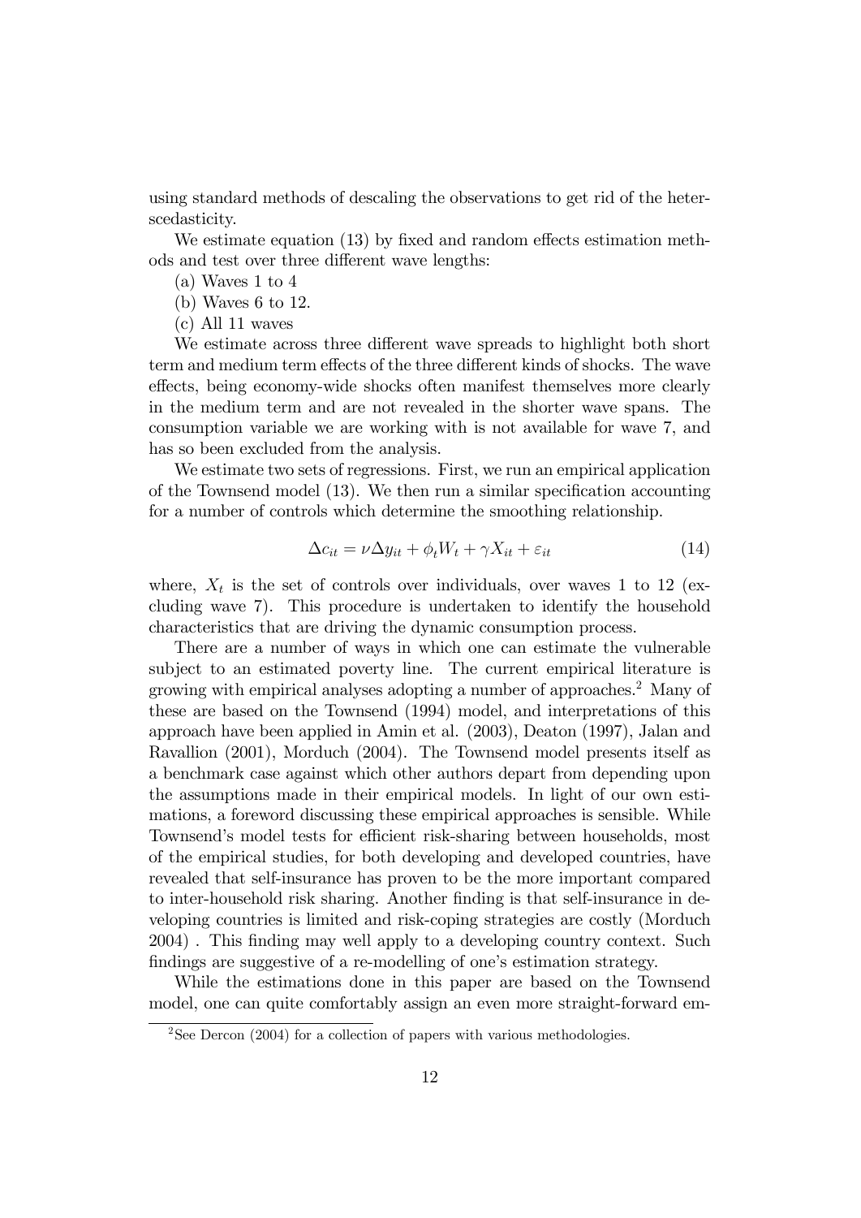using standard methods of descaling the observations to get rid of the heterscedasticity.

We estimate equation (13) by fixed and random effects estimation methods and test over three different wave lengths:

(a) Waves 1 to 4

(b) Waves 6 to 12.

(c) All 11 waves

We estimate across three different wave spreads to highlight both short term and medium term effects of the three different kinds of shocks. The wave effects, being economy-wide shocks often manifest themselves more clearly in the medium term and are not revealed in the shorter wave spans. The consumption variable we are working with is not available for wave 7, and has so been excluded from the analysis.

We estimate two sets of regressions. First, we run an empirical application of the Townsend model (13). We then run a similar specification accounting for a number of controls which determine the smoothing relationship.

$$\Delta c_{it} = \nu \Delta y_{it} + \phi_t W_t + \gamma X_{it} + \varepsilon_{it} \tag{14}$$

where, $X_t$ is the set of controls over individuals, over waves 1 to 12 (excluding wave 7). This procedure is undertaken to identify the household characteristics that are driving the dynamic consumption process.

There are a number of ways in which one can estimate the vulnerable subject to an estimated poverty line. The current empirical literature is growing with empirical analyses adopting a number of approaches.[2] Many of these are based on the Townsend (1994) model, and interpretations of this approach have been applied in Amin et al. (2003), Deaton (1997), Jalan and Ravallion (2001), Morduch (2004). The Townsend model presents itself as a benchmark case against which other authors depart from depending upon the assumptions made in their empirical models. In light of our own estimations, a foreword discussing these empirical approaches is sensible. While Townsend's model tests for efficient risk-sharing between households, most of the empirical studies, for both developing and developed countries, have revealed that self-insurance has proven to be the more important compared to inter-household risk sharing. Another finding is that self-insurance in developing countries is limited and risk-coping strategies are costly (Morduch 2004) . This finding may well apply to a developing country context. Such findings are suggestive of a re-modelling of one's estimation strategy.

While the estimations done in this paper are based on the Townsend model, one can quite comfortably assign an even more straight-forward em-

[2] See Dercon (2004) for a collection of papers with various methodologies.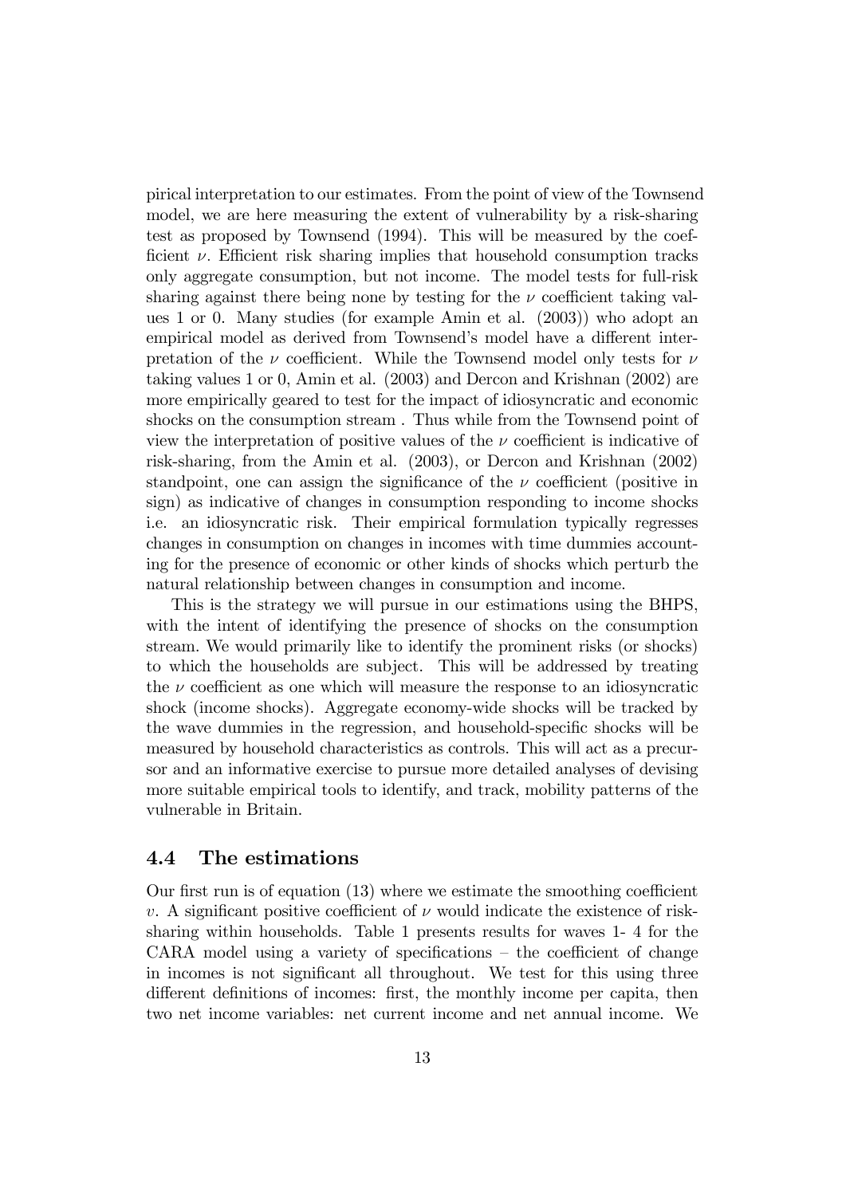pirical interpretation to our estimates. From the point of view of the Townsend model, we are here measuring the extent of vulnerability by a risk-sharing test as proposed by Townsend (1994). This will be measured by the coefficient $\nu$. Efficient risk sharing implies that household consumption tracks only aggregate consumption, but not income. The model tests for full-risk sharing against there being none by testing for the $\nu$ coefficient taking values 1 or 0. Many studies (for example Amin et al. (2003)) who adopt an empirical model as derived from Townsend's model have a different interpretation of the $\nu$ coefficient. While the Townsend model only tests for $\nu$ taking values 1 or 0, Amin et al. (2003) and Dercon and Krishnan (2002) are more empirically geared to test for the impact of idiosyncratic and economic shocks on the consumption stream . Thus while from the Townsend point of view the interpretation of positive values of the $\nu$ coefficient is indicative of risk-sharing, from the Amin et al. (2003), or Dercon and Krishnan (2002) standpoint, one can assign the significance of the $\nu$ coefficient (positive in sign) as indicative of changes in consumption responding to income shocks i.e. an idiosyncratic risk. Their empirical formulation typically regresses changes in consumption on changes in incomes with time dummies accounting for the presence of economic or other kinds of shocks which perturb the natural relationship between changes in consumption and income.

This is the strategy we will pursue in our estimations using the BHPS, with the intent of identifying the presence of shocks on the consumption stream. We would primarily like to identify the prominent risks (or shocks) to which the households are subject. This will be addressed by treating the $\nu$ coefficient as one which will measure the response to an idiosyncratic shock (income shocks). Aggregate economy-wide shocks will be tracked by the wave dummies in the regression, and household-specific shocks will be measured by household characteristics as controls. This will act as a precursor and an informative exercise to pursue more detailed analyses of devising more suitable empirical tools to identify, and track, mobility patterns of the vulnerable in Britain.

## 4.4 The estimations

Our first run is of equation (13) where we estimate the smoothing coefficient $v$. A significant positive coefficient of $\nu$ would indicate the existence of risk-sharing within households. Table 1 presents results for waves 1- 4 for the CARA model using a variety of specifications – the coefficient of change in incomes is not significant all throughout. We test for this using three different definitions of incomes: first, the monthly income per capita, then two net income variables: net current income and net annual income. We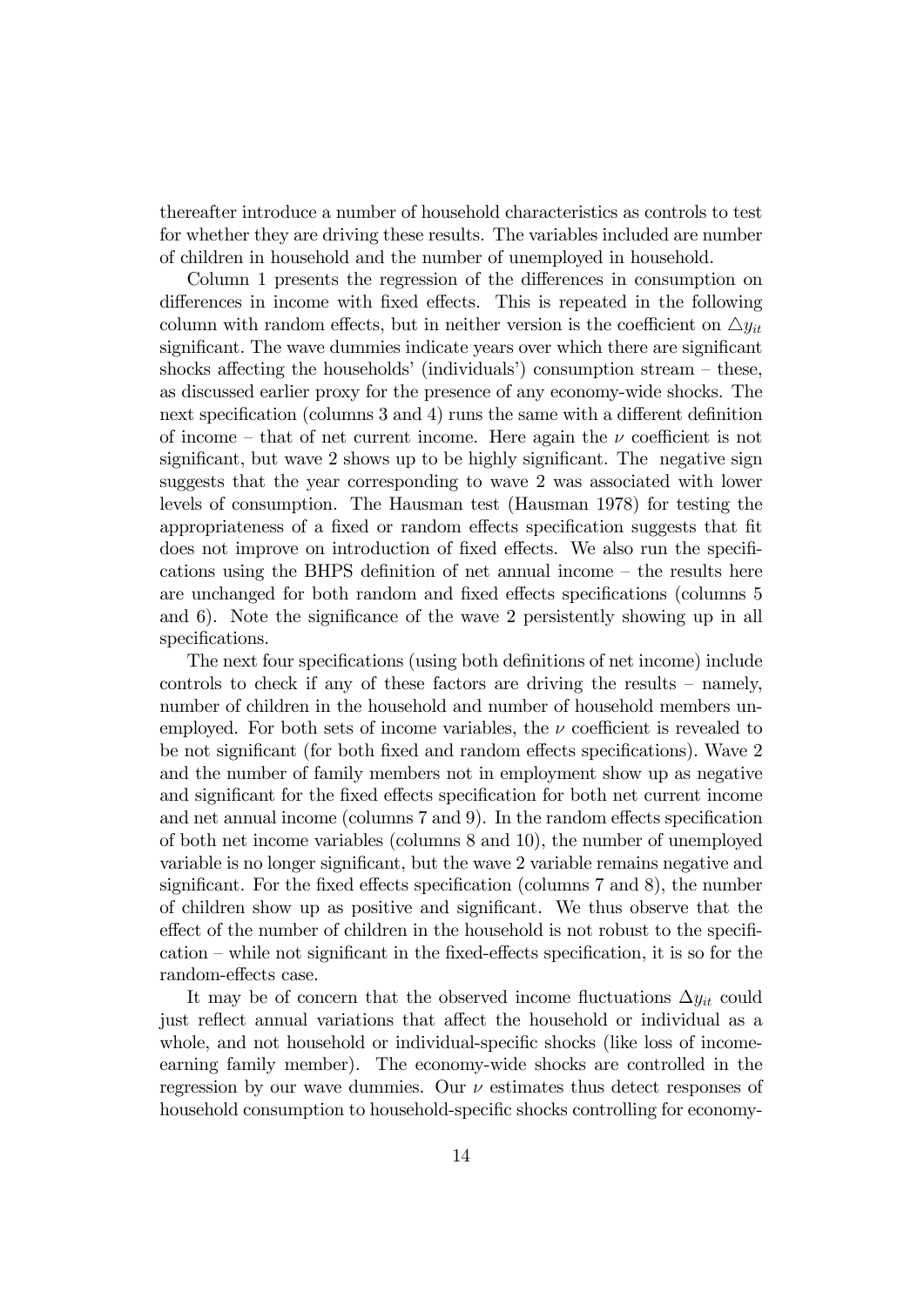thereafter introduce a number of household characteristics as controls to test for whether they are driving these results. The variables included are number of children in household and the number of unemployed in household.

Column 1 presents the regression of the differences in consumption on differences in income with fixed effects. This is repeated in the following column with random effects, but in neither version is the coefficient on $\triangle y_{it}$ significant. The wave dummies indicate years over which there are significant shocks affecting the households' (individuals') consumption stream – these, as discussed earlier proxy for the presence of any economy-wide shocks. The next specification (columns 3 and 4) runs the same with a different definition of income – that of net current income. Here again the $\nu$ coefficient is not significant, but wave 2 shows up to be highly significant. The negative sign suggests that the year corresponding to wave 2 was associated with lower levels of consumption. The Hausman test (Hausman 1978) for testing the appropriateness of a fixed or random effects specification suggests that fit does not improve on introduction of fixed effects. We also run the specifications using the BHPS definition of net annual income – the results here are unchanged for both random and fixed effects specifications (columns 5 and 6). Note the significance of the wave 2 persistently showing up in all specifications.

The next four specifications (using both definitions of net income) include controls to check if any of these factors are driving the results – namely, number of children in the household and number of household members unemployed. For both sets of income variables, the $\nu$ coefficient is revealed to be not significant (for both fixed and random effects specifications). Wave 2 and the number of family members not in employment show up as negative and significant for the fixed effects specification for both net current income and net annual income (columns 7 and 9). In the random effects specification of both net income variables (columns 8 and 10), the number of unemployed variable is no longer significant, but the wave 2 variable remains negative and significant. For the fixed effects specification (columns 7 and 8), the number of children show up as positive and significant. We thus observe that the effect of the number of children in the household is not robust to the specification – while not significant in the fixed-effects specification, it is so for the random-effects case.

It may be of concern that the observed income fluctuations $\Delta y_{it}$ could just reflect annual variations that affect the household or individual as a whole, and not household or individual-specific shocks (like loss of income-earning family member). The economy-wide shocks are controlled in the regression by our wave dummies. Our $\nu$ estimates thus detect responses of household consumption to household-specific shocks controlling for economy-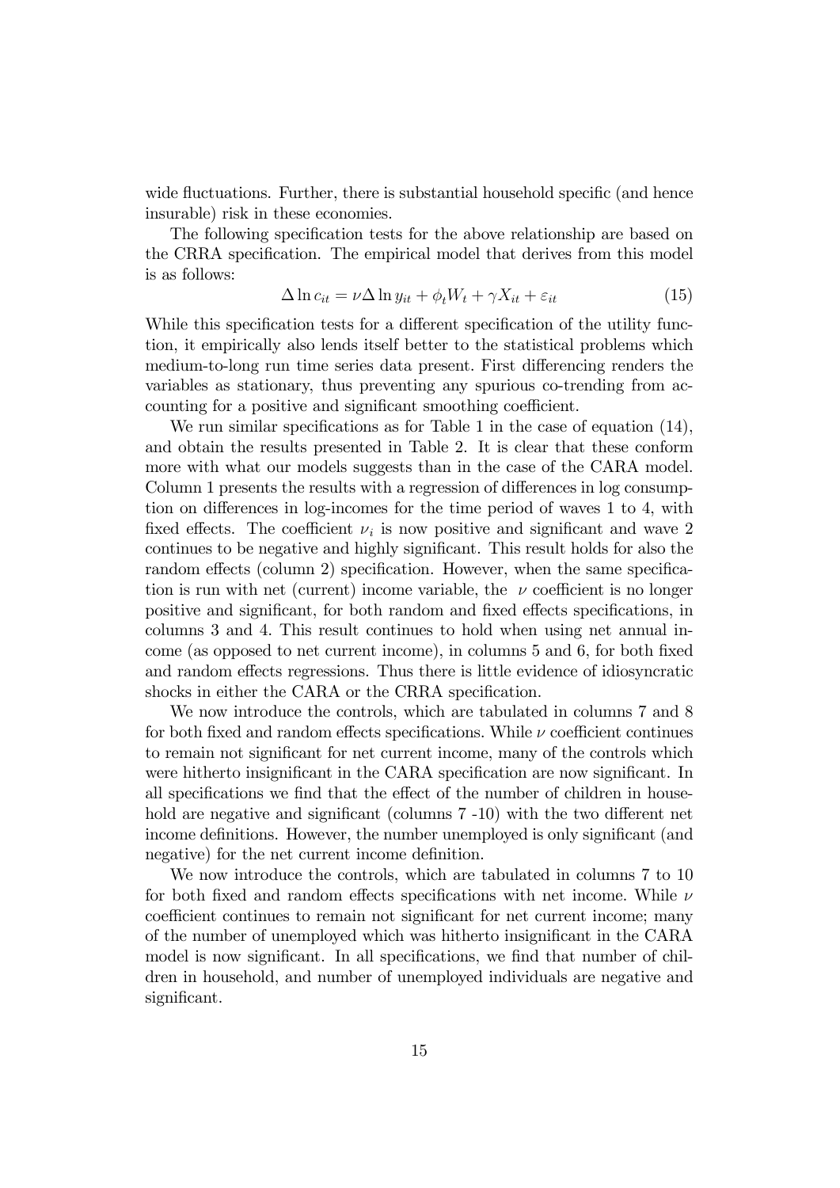wide fluctuations. Further, there is substantial household specific (and hence insurable) risk in these economies.

The following specification tests for the above relationship are based on the CRRA specification. The empirical model that derives from this model is as follows:

$$\Delta \ln c_{it} = \nu \Delta \ln y_{it} + \phi_t W_t + \gamma X_{it} + \varepsilon_{it} \tag{15}$$

While this specification tests for a different specification of the utility function, it empirically also lends itself better to the statistical problems which medium-to-long run time series data present. First differencing renders the variables as stationary, thus preventing any spurious co-trending from accounting for a positive and significant smoothing coefficient.

We run similar specifications as for Table 1 in the case of equation (14), and obtain the results presented in Table 2. It is clear that these conform more with what our models suggests than in the case of the CARA model. Column 1 presents the results with a regression of differences in log consumption on differences in log-incomes for the time period of waves 1 to 4, with fixed effects. The coefficient $\nu_i$ is now positive and significant and wave 2 continues to be negative and highly significant. This result holds for also the random effects (column 2) specification. However, when the same specification is run with net (current) income variable, the $\nu$ coefficient is no longer positive and significant, for both random and fixed effects specifications, in columns 3 and 4. This result continues to hold when using net annual income (as opposed to net current income), in columns 5 and 6, for both fixed and random effects regressions. Thus there is little evidence of idiosyncratic shocks in either the CARA or the CRRA specification.

We now introduce the controls, which are tabulated in columns 7 and 8 for both fixed and random effects specifications. While $\nu$ coefficient continues to remain not significant for net current income, many of the controls which were hitherto insignificant in the CARA specification are now significant. In all specifications we find that the effect of the number of children in household are negative and significant (columns 7 -10) with the two different net income definitions. However, the number unemployed is only significant (and negative) for the net current income definition.

We now introduce the controls, which are tabulated in columns 7 to 10 for both fixed and random effects specifications with net income. While $\nu$ coefficient continues to remain not significant for net current income; many of the number of unemployed which was hitherto insignificant in the CARA model is now significant. In all specifications, we find that number of children in household, and number of unemployed individuals are negative and significant.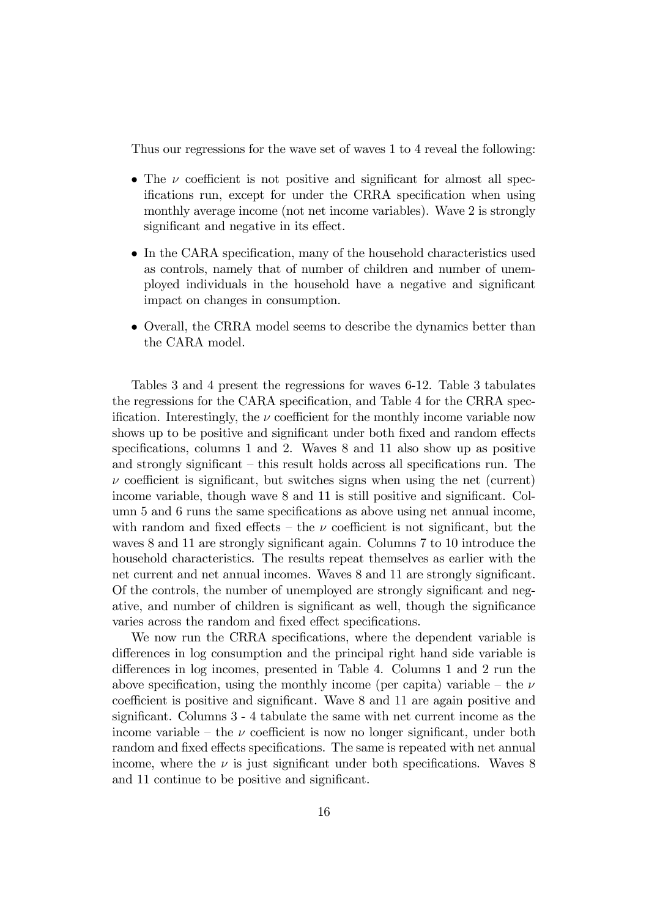Thus our regressions for the wave set of waves 1 to 4 reveal the following:

- The $\nu$ coefficient is not positive and significant for almost all specifications run, except for under the CRRA specification when using monthly average income (not net income variables). Wave 2 is strongly significant and negative in its effect.
- In the CARA specification, many of the household characteristics used as controls, namely that of number of children and number of unemployed individuals in the household have a negative and significant impact on changes in consumption.
- Overall, the CRRA model seems to describe the dynamics better than the CARA model.

Tables 3 and 4 present the regressions for waves 6-12. Table 3 tabulates the regressions for the CARA specification, and Table 4 for the CRRA specification. Interestingly, the $\nu$ coefficient for the monthly income variable now shows up to be positive and significant under both fixed and random effects specifications, columns 1 and 2. Waves 8 and 11 also show up as positive and strongly significant – this result holds across all specifications run. The $\nu$ coefficient is significant, but switches signs when using the net (current) income variable, though wave 8 and 11 is still positive and significant. Column 5 and 6 runs the same specifications as above using net annual income, with random and fixed effects – the $\nu$ coefficient is not significant, but the waves 8 and 11 are strongly significant again. Columns 7 to 10 introduce the household characteristics. The results repeat themselves as earlier with the net current and net annual incomes. Waves 8 and 11 are strongly significant. Of the controls, the number of unemployed are strongly significant and negative, and number of children is significant as well, though the significance varies across the random and fixed effect specifications.

We now run the CRRA specifications, where the dependent variable is differences in log consumption and the principal right hand side variable is differences in log incomes, presented in Table 4. Columns 1 and 2 run the above specification, using the monthly income (per capita) variable – the $\nu$ coefficient is positive and significant. Wave 8 and 11 are again positive and significant. Columns 3 - 4 tabulate the same with net current income as the income variable – the $\nu$ coefficient is now no longer significant, under both random and fixed effects specifications. The same is repeated with net annual income, where the $\nu$ is just significant under both specifications. Waves 8 and 11 continue to be positive and significant.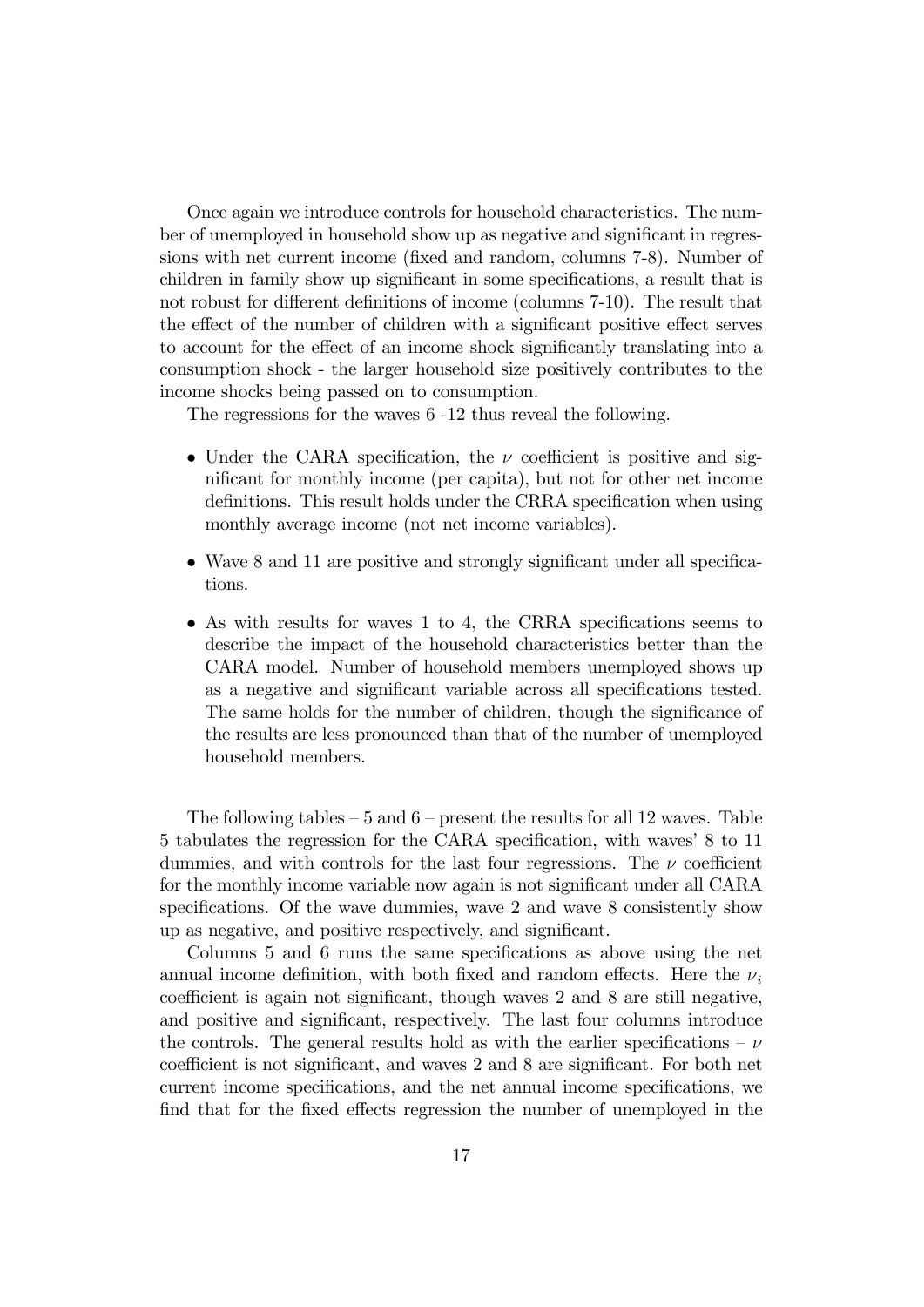Once again we introduce controls for household characteristics. The number of unemployed in household show up as negative and significant in regressions with net current income (fixed and random, columns 7-8). Number of children in family show up significant in some specifications, a result that is not robust for different definitions of income (columns 7-10). The result that the effect of the number of children with a significant positive effect serves to account for the effect of an income shock significantly translating into a consumption shock - the larger household size positively contributes to the income shocks being passed on to consumption.

The regressions for the waves 6 -12 thus reveal the following.

- Under the CARA specification, the $\nu$ coefficient is positive and significant for monthly income (per capita), but not for other net income definitions. This result holds under the CRRA specification when using monthly average income (not net income variables).
- Wave 8 and 11 are positive and strongly significant under all specifications.
- As with results for waves 1 to 4, the CRRA specifications seems to describe the impact of the household characteristics better than the CARA model. Number of household members unemployed shows up as a negative and significant variable across all specifications tested. The same holds for the number of children, though the significance of the results are less pronounced than that of the number of unemployed household members.

The following tables – 5 and 6 – present the results for all 12 waves. Table 5 tabulates the regression for the CARA specification, with waves' 8 to 11 dummies, and with controls for the last four regressions. The $\nu$ coefficient for the monthly income variable now again is not significant under all CARA specifications. Of the wave dummies, wave 2 and wave 8 consistently show up as negative, and positive respectively, and significant.

Columns 5 and 6 runs the same specifications as above using the net annual income definition, with both fixed and random effects. Here the $\nu_i$ coefficient is again not significant, though waves 2 and 8 are still negative, and positive and significant, respectively. The last four columns introduce the controls. The general results hold as with the earlier specifications – $\nu$ coefficient is not significant, and waves 2 and 8 are significant. For both net current income specifications, and the net annual income specifications, we find that for the fixed effects regression the number of unemployed in the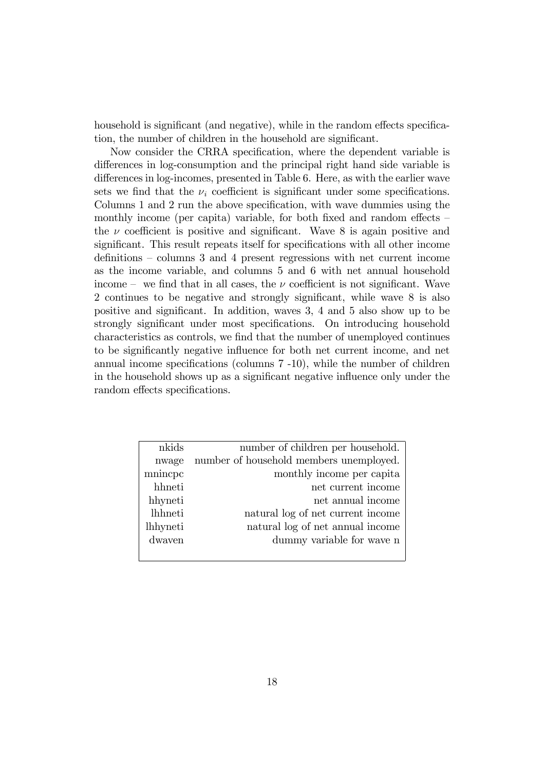household is significant (and negative), while in the random effects specification, the number of children in the household are significant.

Now consider the CRRA specification, where the dependent variable is differences in log-consumption and the principal right hand side variable is differences in log-incomes, presented in Table 6. Here, as with the earlier wave sets we find that the $\nu_i$ coefficient is significant under some specifications. Columns 1 and 2 run the above specification, with wave dummies using the monthly income (per capita) variable, for both fixed and random effects – the $\nu$ coefficient is positive and significant. Wave 8 is again positive and significant. This result repeats itself for specifications with all other income definitions – columns 3 and 4 present regressions with net current income as the income variable, and columns 5 and 6 with net annual household income – we find that in all cases, the $\nu$ coefficient is not significant. Wave 2 continues to be negative and strongly significant, while wave 8 is also positive and significant. In addition, waves 3, 4 and 5 also show up to be strongly significant under most specifications. On introducing household characteristics as controls, we find that the number of unemployed continues to be significantly negative influence for both net current income, and net annual income specifications (columns 7 -10), while the number of children in the household shows up as a significant negative influence only under the random effects specifications.

| | |
|---|---|
| nkids | number of children per household. |
| nwage | number of household members unemployed. |
| mnincpc | monthly income per capita |
| hhneti | net current income |
| hhyneti | net annual income |
| lhhneti | natural log of net current income |
| lhhyneti | natural log of net annual income |
| dwaven | dummy variable for wave n |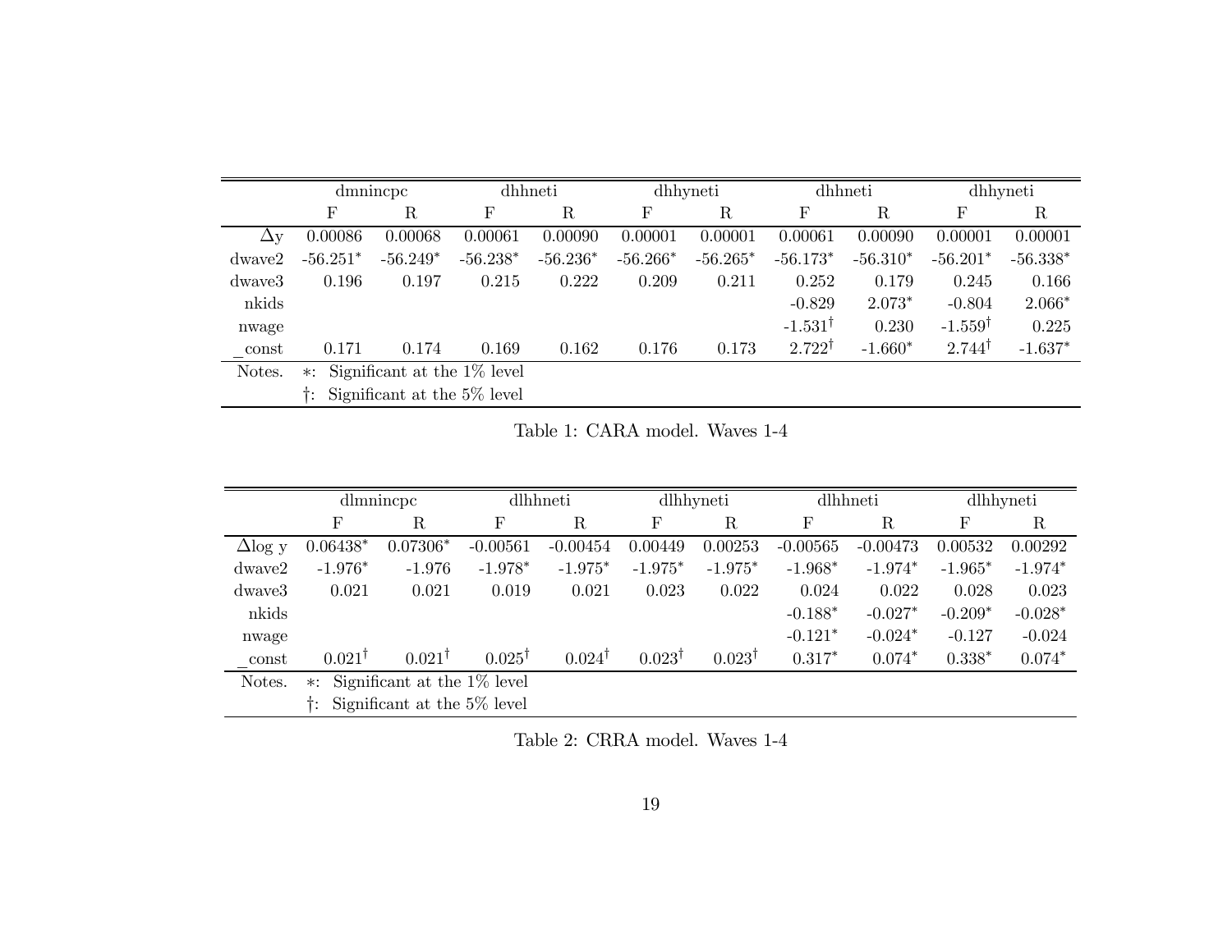| | dmnincpc | | dhhneti | | dhhyneti | | dhhneti | | dhhyneti | |
|---|---|---|---|---|---|---|---|---|---|---|
| | F | R | F | R | F | R | F | R | F | R |
| $\Delta$y | 0.00086 | 0.00068 | 0.00061 | 0.00090 | 0.00001 | 0.00001 | 0.00061 | 0.00090 | 0.00001 | 0.00001 |
| dwave2 | -56.251* | -56.249* | -56.238* | -56.236* | -56.266* | -56.265* | -56.173* | -56.310* | -56.201* | -56.338* |
| dwave3 | 0.196 | 0.197 | 0.215 | 0.222 | 0.209 | 0.211 | 0.252 | 0.179 | 0.245 | 0.166 |
| nkids | | | | | | | -0.829 | 2.073* | -0.804 | 2.066* |
| nwage | | | | | | | -1.531† | 0.230 | -1.559† | 0.225 |
| _const | 0.171 | 0.174 | 0.169 | 0.162 | 0.176 | 0.173 | 2.722† | -1.660* | 2.744† | -1.637* |
| Notes. | *: Significant at the 1% level | | | | | | | | | |
| | †: Significant at the 5% level | | | | | | | | | |

Table 1: CARA model. Waves 1-4

| | dlmnincpc | | dlhhneti | | dlhhyneti | | dlhhneti | | dlhhyneti | |
|---|---|---|---|---|---|---|---|---|---|---|
| | F | R | F | R | F | R | F | R | F | R |
| $\Delta$log y | 0.06438* | 0.07306* | -0.00561 | -0.00454 | 0.00449 | 0.00253 | -0.00565 | -0.00473 | 0.00532 | 0.00292 |
| dwave2 | -1.976* | -1.976 | -1.978* | -1.975* | -1.975* | -1.975* | -1.968* | -1.974* | -1.965* | -1.974* |
| dwave3 | 0.021 | 0.021 | 0.019 | 0.021 | 0.023 | 0.022 | 0.024 | 0.022 | 0.028 | 0.023 |
| nkids | | | | | | | -0.188* | -0.027* | -0.209* | -0.028* |
| nwage | | | | | | | -0.121* | -0.024* | -0.127 | -0.024 |
| _const | 0.021† | 0.021† | 0.025† | 0.024† | 0.023† | 0.023† | 0.317* | 0.074* | 0.338* | 0.074* |
| Notes. | *: Significant at the 1% level | | | | | | | | | |
| | †: Significant at the 5% level | | | | | | | | | |

Table 2: CRRA model. Waves 1-4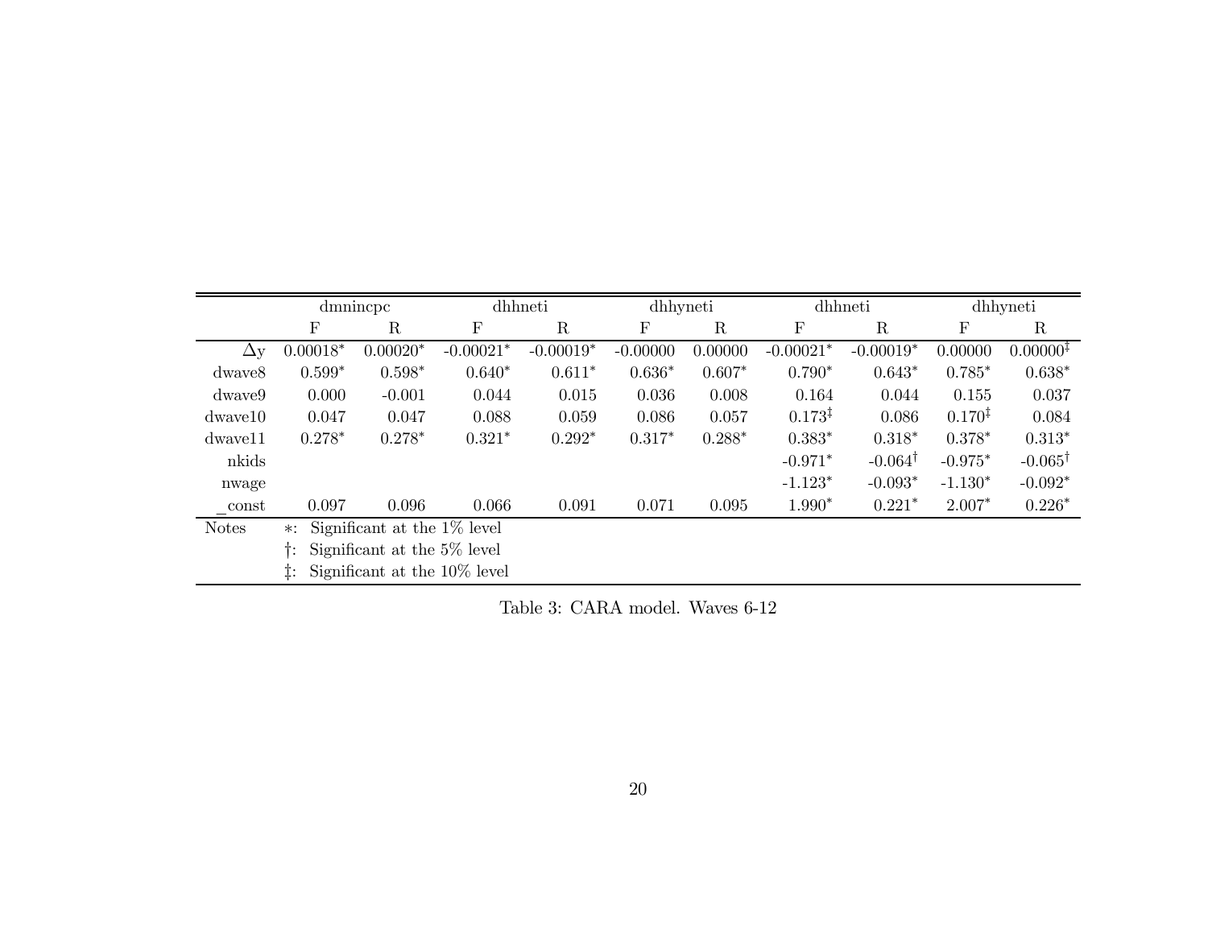| | dmnincpc | | dhhneti | | dhhyneti | | dhhneti | | dhhyneti | |
|---|---|---|---|---|---|---|---|---|---|---|
| | F | R | F | R | F | R | F | R | F | R |
| $\Delta$y | 0.00018* | 0.00020* | -0.00021* | -0.00019* | -0.00000 | 0.00000 | -0.00021* | -0.00019* | 0.00000 | 0.00000‡ |
| dwave8 | 0.599* | 0.598* | 0.640* | 0.611* | 0.636* | 0.607* | 0.790* | 0.643* | 0.785* | 0.638* |
| dwave9 | 0.000 | -0.001 | 0.044 | 0.015 | 0.036 | 0.008 | 0.164 | 0.044 | 0.155 | 0.037 |
| dwave10 | 0.047 | 0.047 | 0.088 | 0.059 | 0.086 | 0.057 | 0.173‡ | 0.086 | 0.170‡ | 0.084 |
| dwave11 | 0.278* | 0.278* | 0.321* | 0.292* | 0.317* | 0.288* | 0.383* | 0.318* | 0.378* | 0.313* |
| nkids | | | | | | | -0.971* | -0.064† | -0.975* | -0.065† |
| nwage | | | | | | | -1.123* | -0.093* | -1.130* | -0.092* |
| _const | 0.097 | 0.096 | 0.066 | 0.091 | 0.071 | 0.095 | 1.990* | 0.221* | 2.007* | 0.226* |

Notes
*: Significant at the 1% level
†: Significant at the 5% level
‡: Significant at the 10% level

Table 3: CARA model. Waves 6-12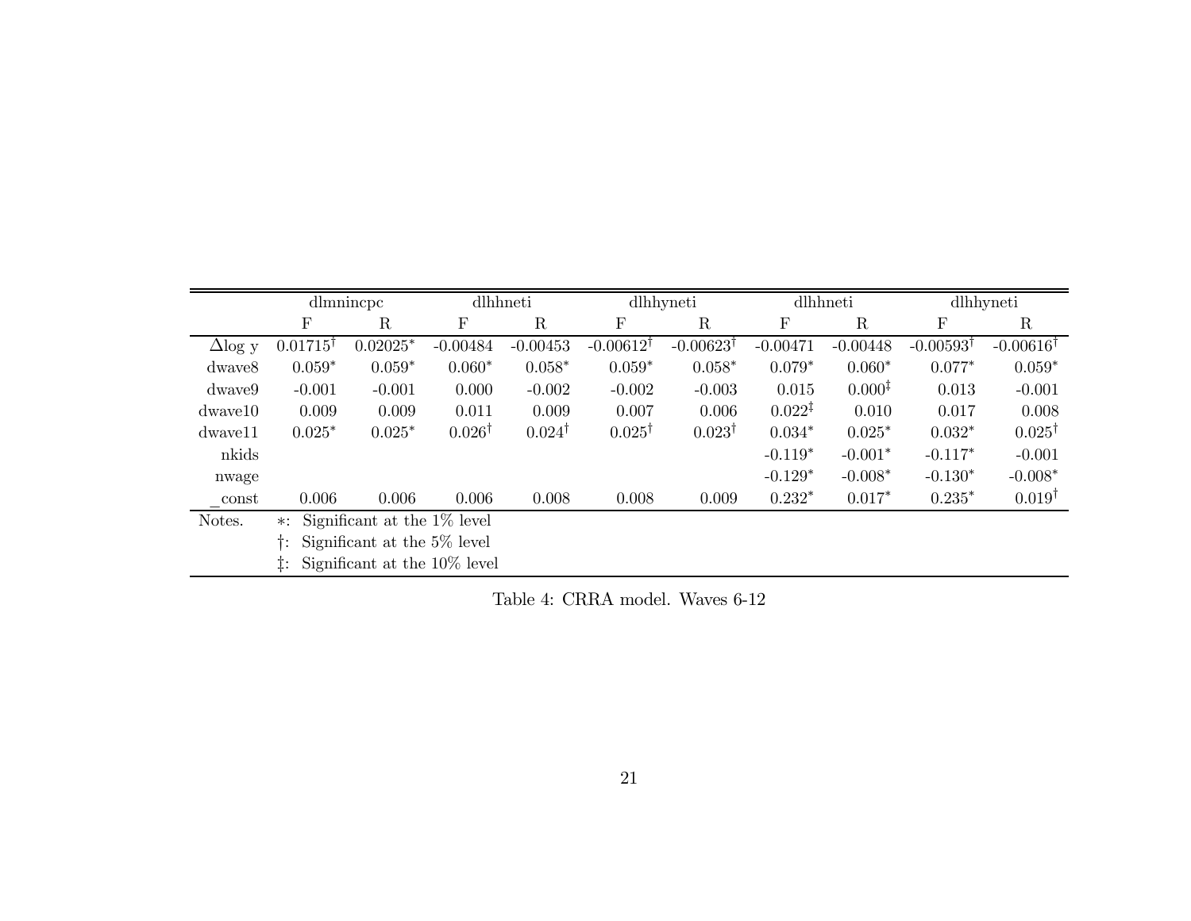| | dlmnincpc | | dlhhneti | | dlhhyneti | | dlhhneti | | dlhhyneti | |
|---|---|---|---|---|---|---|---|---|---|---|
| | F | R | F | R | F | R | F | R | F | R |
| $\Delta$log y | 0.01715$^{\dagger}$ | 0.02025$^{*}$ | -0.00484 | -0.00453 | -0.00612$^{\dagger}$ | -0.00623$^{\dagger}$ | -0.00471 | -0.00448 | -0.00593$^{\dagger}$ | -0.00616$^{\dagger}$ |
| dwave8 | 0.059$^{*}$ | 0.059$^{*}$ | 0.060$^{*}$ | 0.058$^{*}$ | 0.059$^{*}$ | 0.058$^{*}$ | 0.079$^{*}$ | 0.060$^{*}$ | 0.077$^{*}$ | 0.059$^{*}$ |
| dwave9 | -0.001 | -0.001 | 0.000 | -0.002 | -0.002 | -0.003 | 0.015 | 0.000$^{\ddagger}$ | 0.013 | -0.001 |
| dwave10 | 0.009 | 0.009 | 0.011 | 0.009 | 0.007 | 0.006 | 0.022$^{\ddagger}$ | 0.010 | 0.017 | 0.008 |
| dwave11 | 0.025$^{*}$ | 0.025$^{*}$ | 0.026$^{\dagger}$ | 0.024$^{\dagger}$ | 0.025$^{\dagger}$ | 0.023$^{\dagger}$ | 0.034$^{*}$ | 0.025$^{*}$ | 0.032$^{*}$ | 0.025$^{\dagger}$ |
| nkids | | | | | | | -0.119$^{*}$ | -0.001$^{*}$ | -0.117$^{*}$ | -0.001 |
| nwage | | | | | | | -0.129$^{*}$ | -0.008$^{*}$ | -0.130$^{*}$ | -0.008$^{*}$ |
| _const | 0.006 | 0.006 | 0.006 | 0.008 | 0.008 | 0.009 | 0.232$^{*}$ | 0.017$^{*}$ | 0.235$^{*}$ | 0.019$^{\dagger}$ |

Notes.
$*$: Significant at the 1% level
$\dagger$: Significant at the 5% level
$\ddagger$: Significant at the 10% level

Table 4: CRRA model. Waves 6-12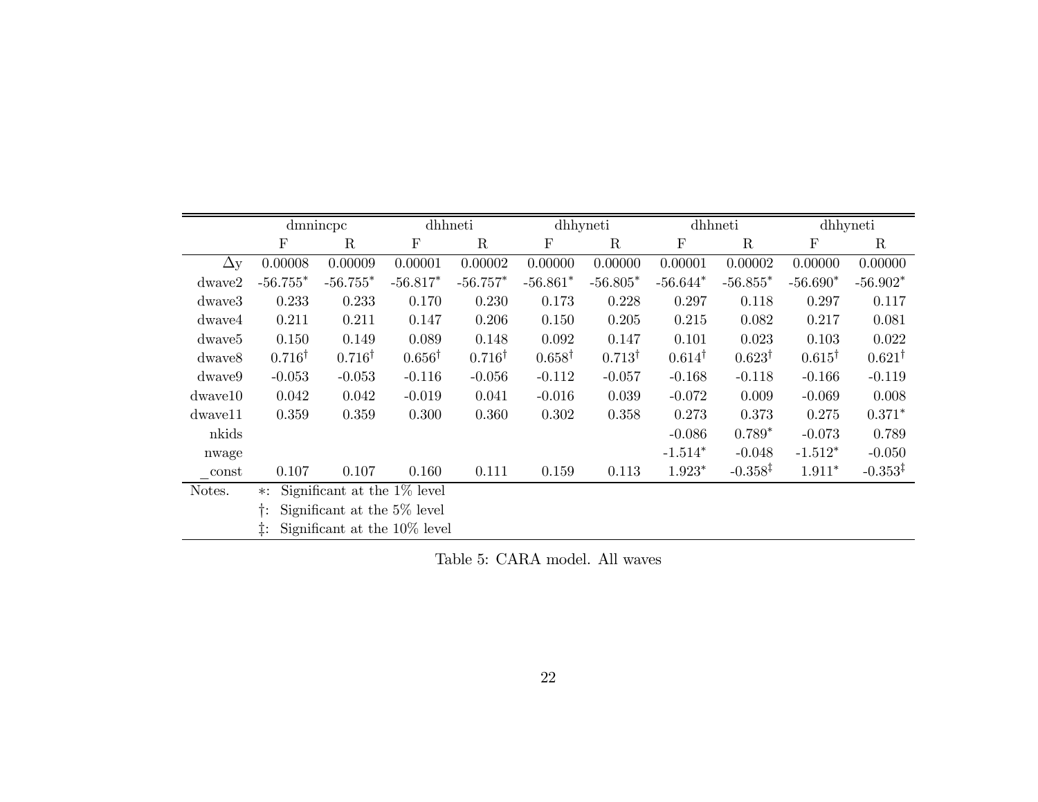| | dmnincpc | | dhhneti | | dhhyneti | | dhhneti | | dhhyneti | |
|---|---|---|---|---|---|---|---|---|---|---|
| | F | R | F | R | F | R | F | R | F | R |
| $\Delta$y | 0.00008 | 0.00009 | 0.00001 | 0.00002 | 0.00000 | 0.00000 | 0.00001 | 0.00002 | 0.00000 | 0.00000 |
| dwave2 | -56.755$^{*}$ | -56.755$^{*}$ | -56.817$^{*}$ | -56.757$^{*}$ | -56.861$^{*}$ | -56.805$^{*}$ | -56.644$^{*}$ | -56.855$^{*}$ | -56.690$^{*}$ | -56.902$^{*}$ |
| dwave3 | 0.233 | 0.233 | 0.170 | 0.230 | 0.173 | 0.228 | 0.297 | 0.118 | 0.297 | 0.117 |
| dwave4 | 0.211 | 0.211 | 0.147 | 0.206 | 0.150 | 0.205 | 0.215 | 0.082 | 0.217 | 0.081 |
| dwave5 | 0.150 | 0.149 | 0.089 | 0.148 | 0.092 | 0.147 | 0.101 | 0.023 | 0.103 | 0.022 |
| dwave8 | 0.716$^{\dagger}$ | 0.716$^{\dagger}$ | 0.656$^{\dagger}$ | 0.716$^{\dagger}$ | 0.658$^{\dagger}$ | 0.713$^{\dagger}$ | 0.614$^{\dagger}$ | 0.623$^{\dagger}$ | 0.615$^{\dagger}$ | 0.621$^{\dagger}$ |
| dwave9 | -0.053 | -0.053 | -0.116 | -0.056 | -0.112 | -0.057 | -0.168 | -0.118 | -0.166 | -0.119 |
| dwave10 | 0.042 | 0.042 | -0.019 | 0.041 | -0.016 | 0.039 | -0.072 | 0.009 | -0.069 | 0.008 |
| dwave11 | 0.359 | 0.359 | 0.300 | 0.360 | 0.302 | 0.358 | 0.273 | 0.373 | 0.275 | 0.371$^{*}$ |
| nkids | | | | | | | -0.086 | 0.789$^{*}$ | -0.073 | 0.789 |
| nwage | | | | | | | -1.514$^{*}$ | -0.048 | -1.512$^{*}$ | -0.050 |
| _const | 0.107 | 0.107 | 0.160 | 0.111 | 0.159 | 0.113 | 1.923$^{*}$ | -0.358$^{\ddagger}$ | 1.911$^{*}$ | -0.353$^{\ddagger}$ |

Notes.
$*$: Significant at the 1% level
$\dagger$: Significant at the 5% level
$\ddagger$: Significant at the 10% level

Table 5: CARA model. All waves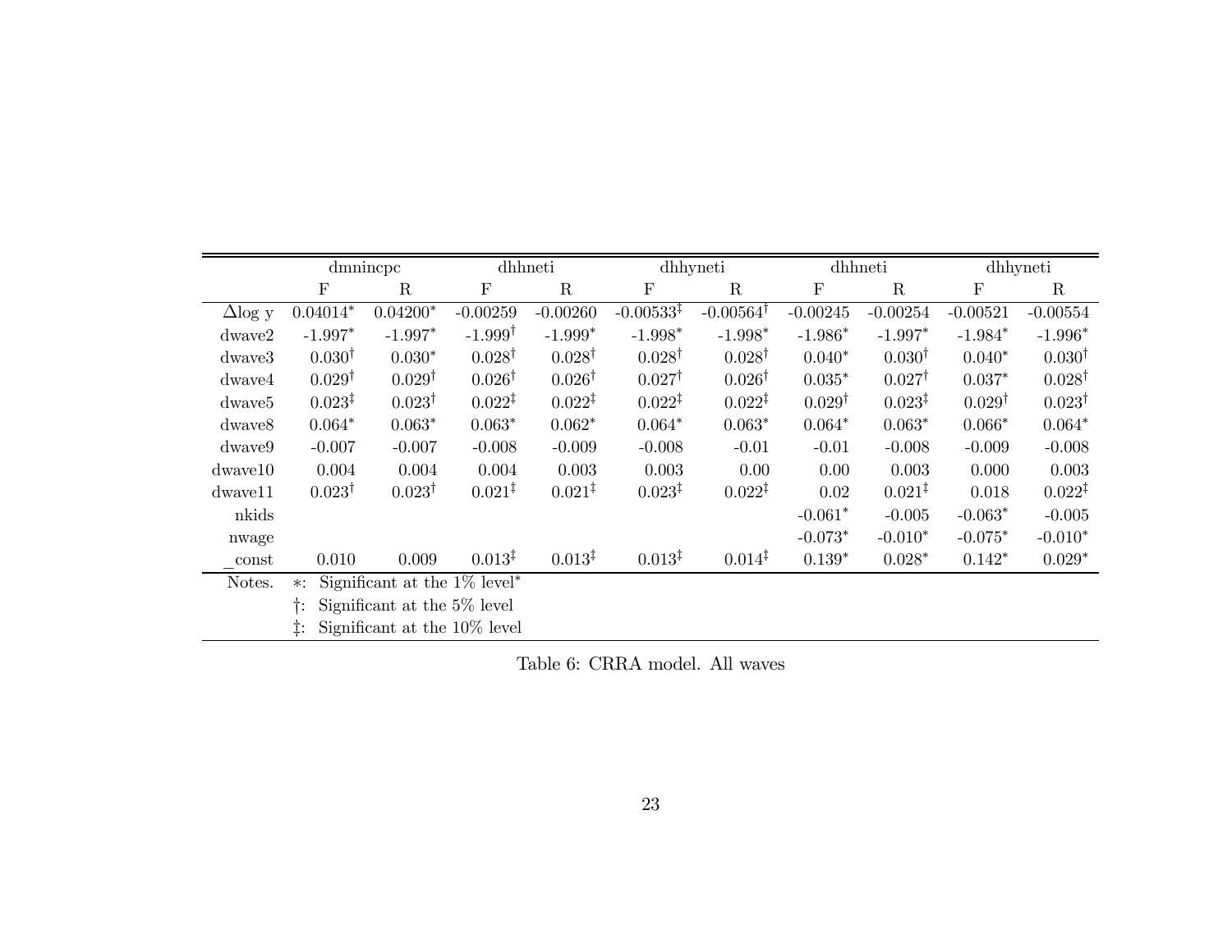| | dmnincpc | | dhhneti | | dhhyneti | | dhhneti | | dhhyneti | |
|---|---|---|---|---|---|---|---|---|---|---|
| | F | R | F | R | F | R | F | R | F | R |
| $\Delta$log y | 0.04014* | 0.04200* | -0.00259 | -0.00260 | -0.00533‡ | -0.00564† | -0.00245 | -0.00254 | -0.00521 | -0.00554 |
| dwave2 | -1.997* | -1.997* | -1.999† | -1.999* | -1.998* | -1.998* | -1.986* | -1.997* | -1.984* | -1.996* |
| dwave3 | 0.030† | 0.030* | 0.028† | 0.028† | 0.028† | 0.028† | 0.040* | 0.030† | 0.040* | 0.030† |
| dwave4 | 0.029† | 0.029† | 0.026† | 0.026† | 0.027† | 0.026† | 0.035* | 0.027† | 0.037* | 0.028† |
| dwave5 | 0.023‡ | 0.023† | 0.022‡ | 0.022‡ | 0.022‡ | 0.022‡ | 0.029† | 0.023‡ | 0.029† | 0.023† |
| dwave8 | 0.064* | 0.063* | 0.063* | 0.062* | 0.064* | 0.063* | 0.064* | 0.063* | 0.066* | 0.064* |
| dwave9 | -0.007 | -0.007 | -0.008 | -0.009 | -0.008 | -0.01 | -0.01 | -0.008 | -0.009 | -0.008 |
| dwave10 | 0.004 | 0.004 | 0.004 | 0.003 | 0.003 | 0.00 | 0.00 | 0.003 | 0.000 | 0.003 |
| dwave11 | 0.023† | 0.023† | 0.021‡ | 0.021‡ | 0.023‡ | 0.022‡ | 0.02 | 0.021‡ | 0.018 | 0.022‡ |
| nkids | | | | | | | -0.061* | -0.005 | -0.063* | -0.005 |
| nwage | | | | | | | -0.073* | -0.010* | -0.075* | -0.010* |
| _const | 0.010 | 0.009 | 0.013‡ | 0.013‡ | 0.013‡ | 0.014‡ | 0.139* | 0.028* | 0.142* | 0.029* |

Notes.
*: Significant at the 1% level*
†: Significant at the 5% level
‡: Significant at the 10% level

Table 6: CRRA model. All waves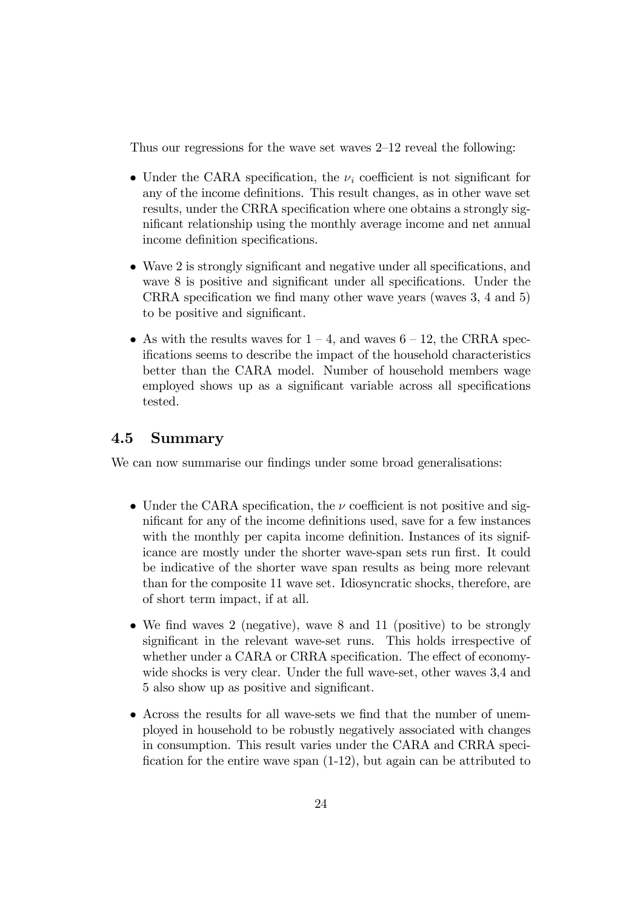Thus our regressions for the wave set waves 2–12 reveal the following:

- Under the CARA specification, the $\nu_i$ coefficient is not significant for any of the income definitions. This result changes, as in other wave set results, under the CRRA specification where one obtains a strongly significant relationship using the monthly average income and net annual income definition specifications.
- Wave 2 is strongly significant and negative under all specifications, and wave 8 is positive and significant under all specifications. Under the CRRA specification we find many other wave years (waves 3, 4 and 5) to be positive and significant.
- As with the results waves for 1 – 4, and waves 6 – 12, the CRRA specifications seems to describe the impact of the household characteristics better than the CARA model. Number of household members wage employed shows up as a significant variable across all specifications tested.

### 4.5 Summary

We can now summarise our findings under some broad generalisations:

- Under the CARA specification, the $\nu$ coefficient is not positive and significant for any of the income definitions used, save for a few instances with the monthly per capita income definition. Instances of its significance are mostly under the shorter wave-span sets run first. It could be indicative of the shorter wave span results as being more relevant than for the composite 11 wave set. Idiosyncratic shocks, therefore, are of short term impact, if at all.
- We find waves 2 (negative), wave 8 and 11 (positive) to be strongly significant in the relevant wave-set runs. This holds irrespective of whether under a CARA or CRRA specification. The effect of economy-wide shocks is very clear. Under the full wave-set, other waves 3,4 and 5 also show up as positive and significant.
- Across the results for all wave-sets we find that the number of unemployed in household to be robustly negatively associated with changes in consumption. This result varies under the CARA and CRRA specification for the entire wave span (1-12), but again can be attributed to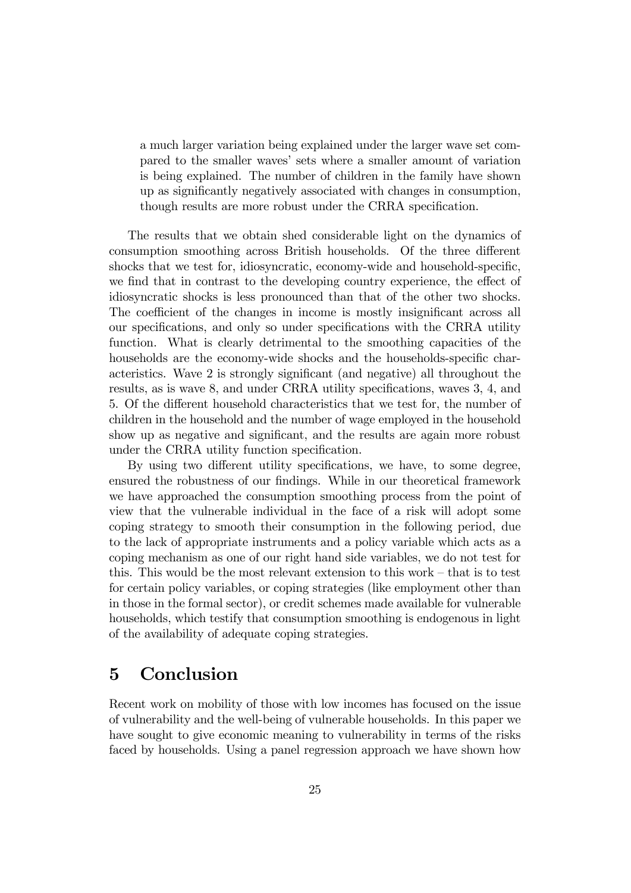a much larger variation being explained under the larger wave set compared to the smaller waves' sets where a smaller amount of variation is being explained. The number of children in the family have shown up as significantly negatively associated with changes in consumption, though results are more robust under the CRRA specification.

The results that we obtain shed considerable light on the dynamics of consumption smoothing across British households. Of the three different shocks that we test for, idiosyncratic, economy-wide and household-specific, we find that in contrast to the developing country experience, the effect of idiosyncratic shocks is less pronounced than that of the other two shocks. The coefficient of the changes in income is mostly insignificant across all our specifications, and only so under specifications with the CRRA utility function. What is clearly detrimental to the smoothing capacities of the households are the economy-wide shocks and the households-specific characteristics. Wave 2 is strongly significant (and negative) all throughout the results, as is wave 8, and under CRRA utility specifications, waves 3, 4, and 5. Of the different household characteristics that we test for, the number of children in the household and the number of wage employed in the household show up as negative and significant, and the results are again more robust under the CRRA utility function specification.

By using two different utility specifications, we have, to some degree, ensured the robustness of our findings. While in our theoretical framework we have approached the consumption smoothing process from the point of view that the vulnerable individual in the face of a risk will adopt some coping strategy to smooth their consumption in the following period, due to the lack of appropriate instruments and a policy variable which acts as a coping mechanism as one of our right hand side variables, we do not test for this. This would be the most relevant extension to this work – that is to test for certain policy variables, or coping strategies (like employment other than in those in the formal sector), or credit schemes made available for vulnerable households, which testify that consumption smoothing is endogenous in light of the availability of adequate coping strategies.

# 5 Conclusion

Recent work on mobility of those with low incomes has focused on the issue of vulnerability and the well-being of vulnerable households. In this paper we have sought to give economic meaning to vulnerability in terms of the risks faced by households. Using a panel regression approach we have shown how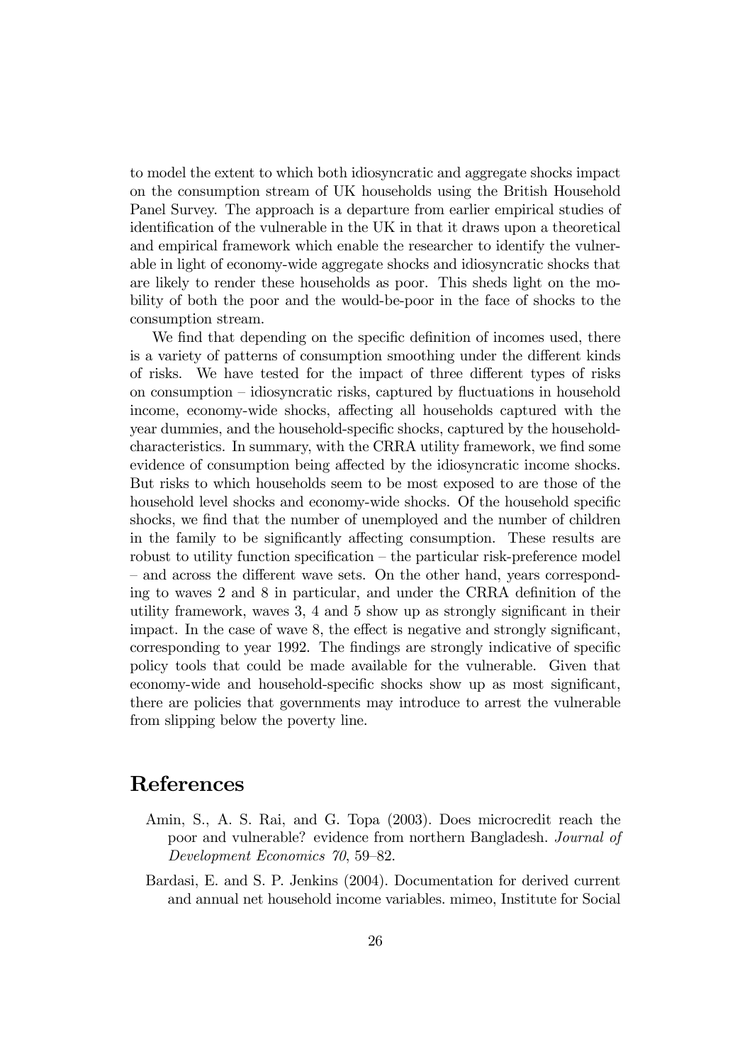to model the extent to which both idiosyncratic and aggregate shocks impact on the consumption stream of UK households using the British Household Panel Survey. The approach is a departure from earlier empirical studies of identification of the vulnerable in the UK in that it draws upon a theoretical and empirical framework which enable the researcher to identify the vulnerable in light of economy-wide aggregate shocks and idiosyncratic shocks that are likely to render these households as poor. This sheds light on the mobility of both the poor and the would-be-poor in the face of shocks to the consumption stream.

We find that depending on the specific definition of incomes used, there is a variety of patterns of consumption smoothing under the different kinds of risks. We have tested for the impact of three different types of risks on consumption – idiosyncratic risks, captured by fluctuations in household income, economy-wide shocks, affecting all households captured with the year dummies, and the household-specific shocks, captured by the household-characteristics. In summary, with the CRRA utility framework, we find some evidence of consumption being affected by the idiosyncratic income shocks. But risks to which households seem to be most exposed to are those of the household level shocks and economy-wide shocks. Of the household specific shocks, we find that the number of unemployed and the number of children in the family to be significantly affecting consumption. These results are robust to utility function specification – the particular risk-preference model – and across the different wave sets. On the other hand, years corresponding to waves 2 and 8 in particular, and under the CRRA definition of the utility framework, waves 3, 4 and 5 show up as strongly significant in their impact. In the case of wave 8, the effect is negative and strongly significant, corresponding to year 1992. The findings are strongly indicative of specific policy tools that could be made available for the vulnerable. Given that economy-wide and household-specific shocks show up as most significant, there are policies that governments may introduce to arrest the vulnerable from slipping below the poverty line.

# References

Amin, S., A. S. Rai, and G. Topa (2003). Does microcredit reach the poor and vulnerable? evidence from northern Bangladesh. *Journal of Development Economics 70*, 59–82.

Bardasi, E. and S. P. Jenkins (2004). Documentation for derived current and annual net household income variables. mimeo, Institute for Social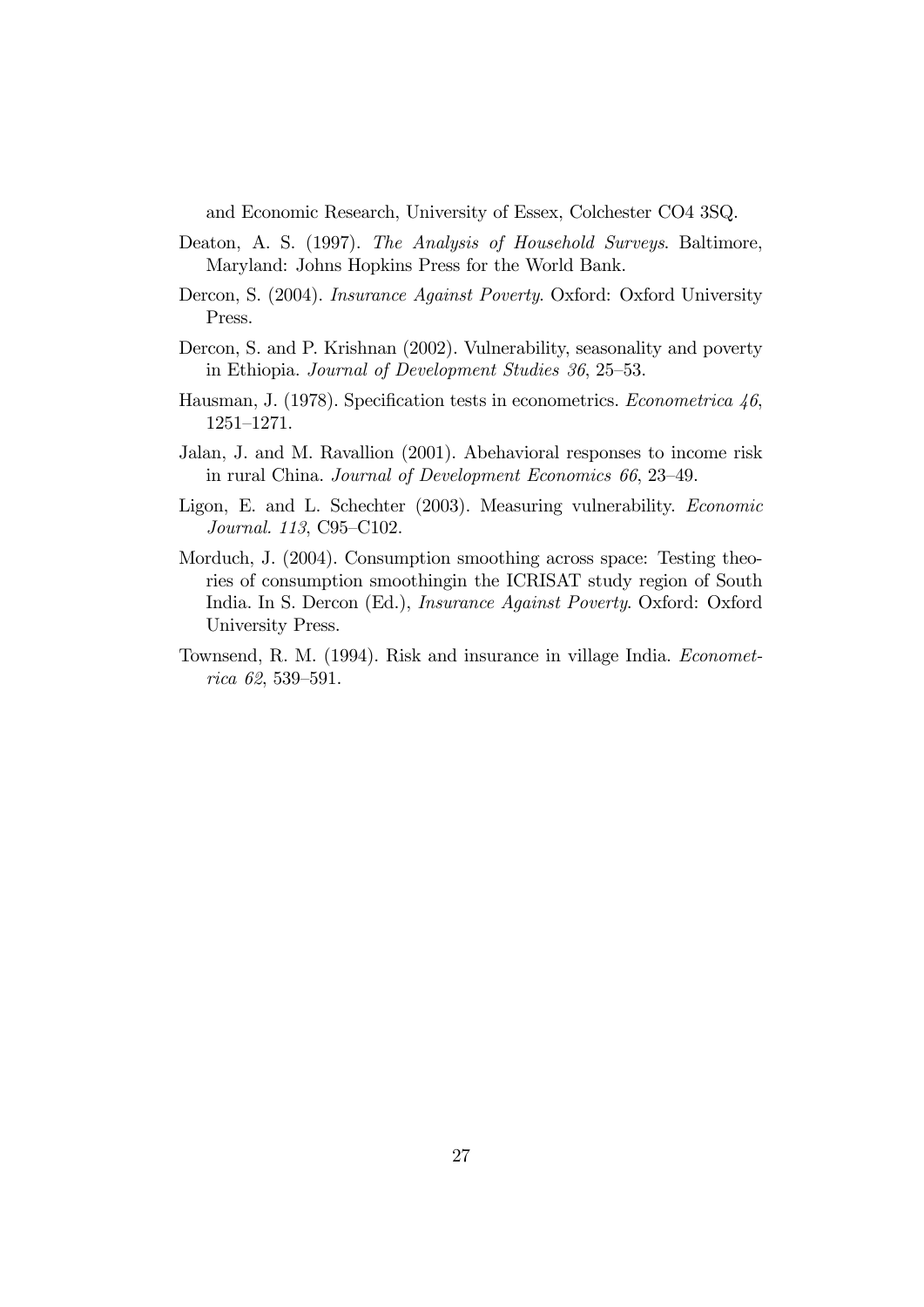and Economic Research, University of Essex, Colchester CO4 3SQ.

Deaton, A. S. (1997). *The Analysis of Household Surveys*. Baltimore, Maryland: Johns Hopkins Press for the World Bank.

Dercon, S. (2004). *Insurance Against Poverty*. Oxford: Oxford University Press.

Dercon, S. and P. Krishnan (2002). Vulnerability, seasonality and poverty in Ethiopia. *Journal of Development Studies 36*, 25–53.

Hausman, J. (1978). Specification tests in econometrics. *Econometrica 46*, 1251–1271.

Jalan, J. and M. Ravallion (2001). Abehavioral responses to income risk in rural China. *Journal of Development Economics 66*, 23–49.

Ligon, E. and L. Schechter (2003). Measuring vulnerability. *Economic Journal. 113*, C95–C102.

Morduch, J. (2004). Consumption smoothing across space: Testing theories of consumption smoothingin the ICRISAT study region of South India. In S. Dercon (Ed.), *Insurance Against Poverty*. Oxford: Oxford University Press.

Townsend, R. M. (1994). Risk and insurance in village India. *Econometrica 62*, 539–591.